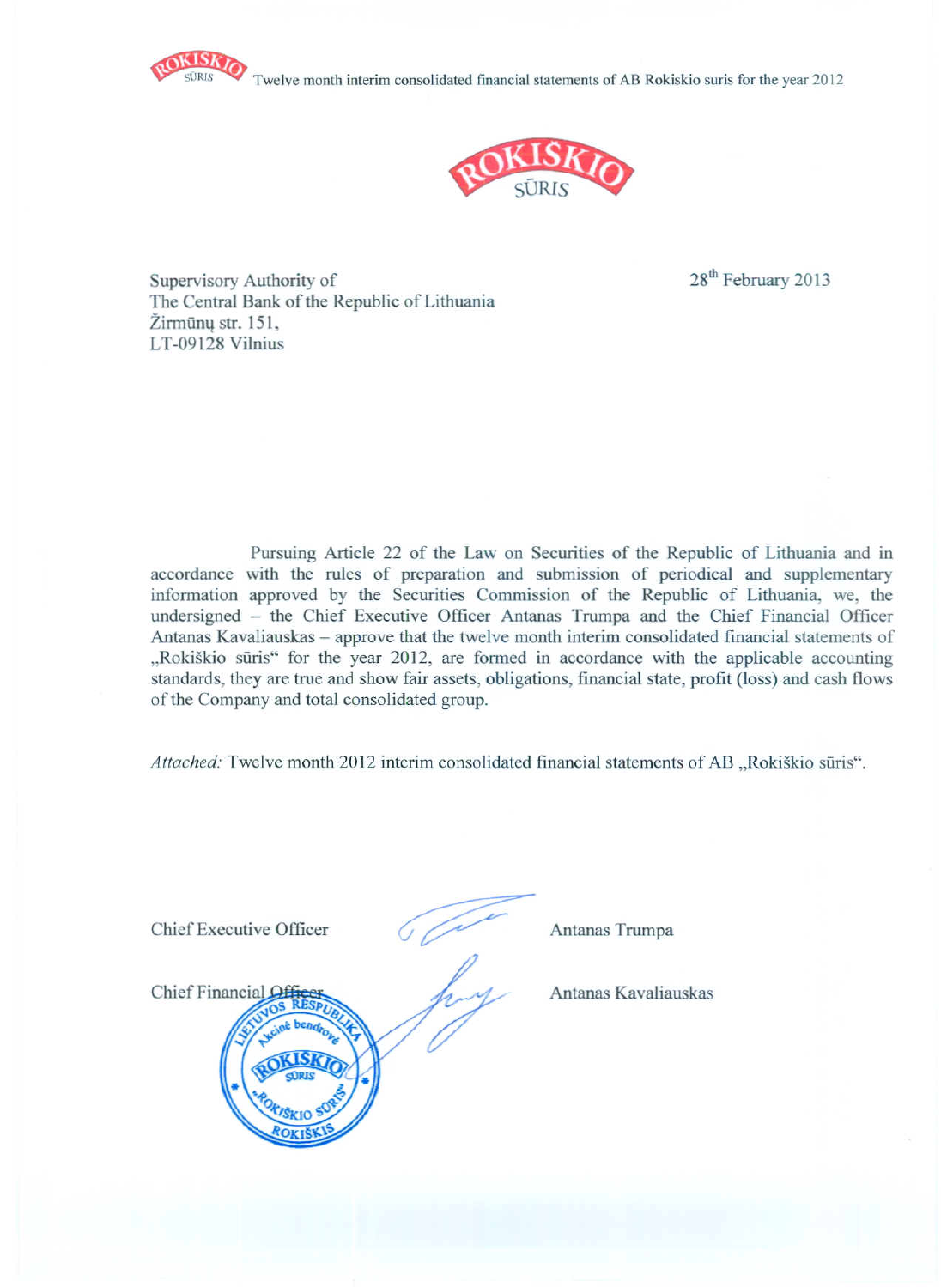Supervisory Authority of
The Central Bank of the Republic of Lithuania
Žirmūnų str. 151,
LT-09128 Vilnius

28th February 2013

Pursuing Article 22 of the Law on Securities of the Republic of Lithuania and in accordance with the rules of preparation and submission of periodical and supplementary information approved by the Securities Commission of the Republic of Lithuania, we, the undersigned – the Chief Executive Officer Antanas Trumpa and the Chief Financial Officer Antanas Kavaliauskas – approve that the twelve month interim consolidated financial statements of „Rokiškio sūris" for the year 2012, are formed in accordance with the applicable accounting standards, they are true and show fair assets, obligations, financial state, profit (loss) and cash flows of the Company and total consolidated group.

*Attached:* Twelve month 2012 interim consolidated financial statements of AB „Rokiškio sūris".

Chief Executive Officer Antanas Trumpa

Chief Financial Officer Antanas Kavaliauskas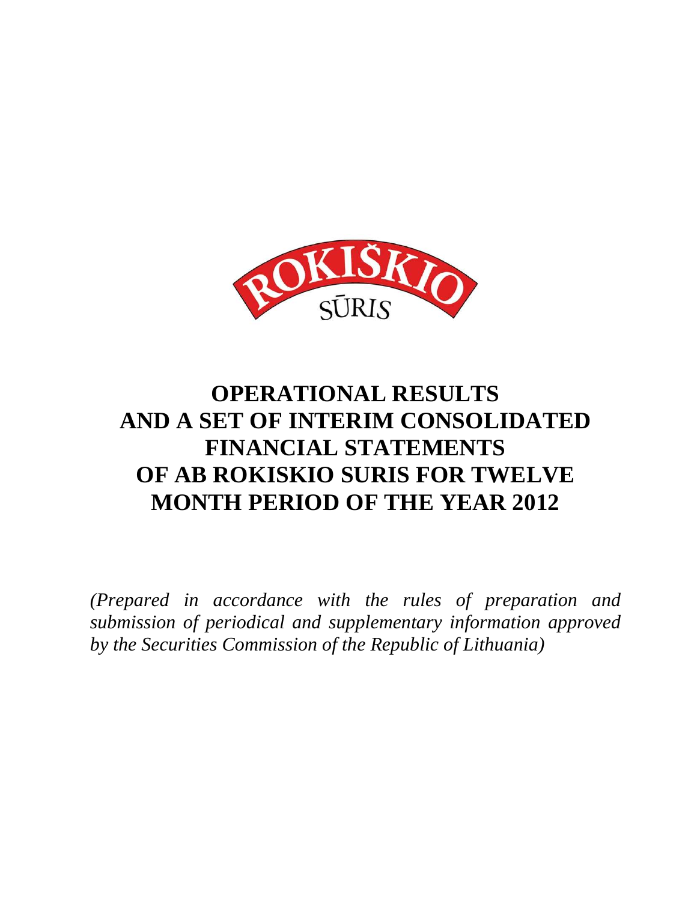# OPERATIONAL RESULTS AND A SET OF INTERIM CONSOLIDATED FINANCIAL STATEMENTS OF AB ROKISKIO SURIS FOR TWELVE MONTH PERIOD OF THE YEAR 2012

*(Prepared in accordance with the rules of preparation and submission of periodical and supplementary information approved by the Securities Commission of the Republic of Lithuania)*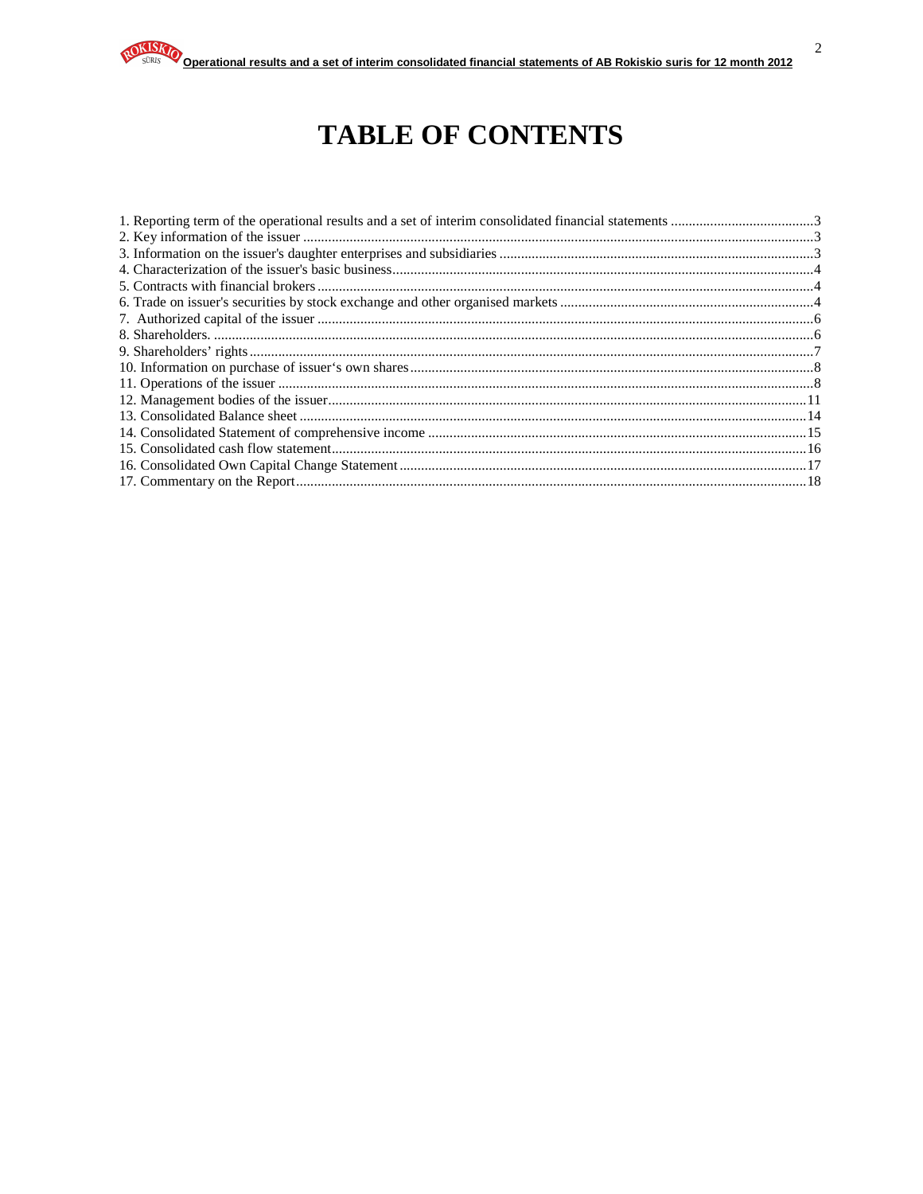# TABLE OF CONTENTS

1. Reporting term of the operational results and a set of interim consolidated financial statements ........................................3
2. Key information of the issuer ..............................................................................................................................3
3. Information on the issuer's daughter enterprises and subsidiaries ........................................................................................3
4. Characterization of the issuer's basic business......................................................................................................4
5. Contracts with financial brokers ..........................................................................................................................4
6. Trade on issuer's securities by stock exchange and other organised markets .......................................................................4
7. Authorized capital of the issuer ...........................................................................................................................6
8. Shareholders. .......................................................................................................................................................6
9. Shareholders' rights .............................................................................................................................................7
10. Information on purchase of issuer's own shares ................................................................................................8
11. Operations of the issuer ......................................................................................................................................8
12. Management bodies of the issuer.....................................................................................................................11
13. Consolidated Balance sheet ..............................................................................................................................14
14. Consolidated Statement of comprehensive income .........................................................................................15
15. Consolidated cash flow statement.....................................................................................................................16
16. Consolidated Own Capital Change Statement .................................................................................................17
17. Commentary on the Report...............................................................................................................................18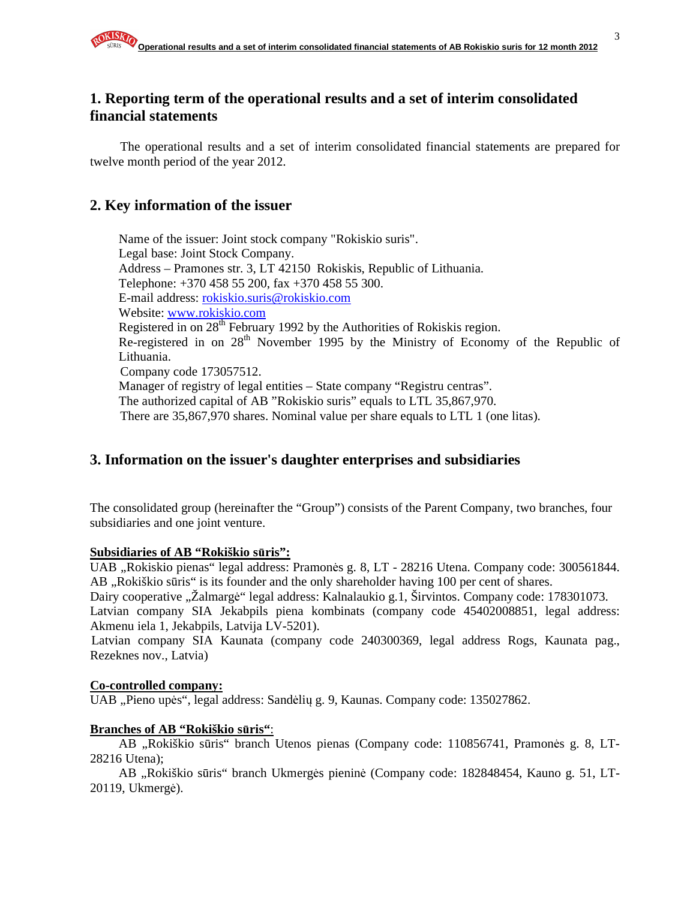# 1. Reporting term of the operational results and a set of interim consolidated financial statements

The operational results and a set of interim consolidated financial statements are prepared for twelve month period of the year 2012.

# 2. Key information of the issuer

Name of the issuer: Joint stock company "Rokiskio suris".
Legal base: Joint Stock Company.
Address – Pramones str. 3, LT 42150 Rokiskis, Republic of Lithuania.
Telephone: +370 458 55 200, fax +370 458 55 300.
E-mail address: rokiskio.suris@rokiskio.com
Website: www.rokiskio.com
Registered in on 28th February 1992 by the Authorities of Rokiskis region.
Re-registered in on 28th November 1995 by the Ministry of Economy of the Republic of Lithuania.
Company code 173057512.
Manager of registry of legal entities – State company "Registru centras".
The authorized capital of AB "Rokiskio suris" equals to LTL 35,867,970.
There are 35,867,970 shares. Nominal value per share equals to LTL 1 (one litas).

# 3. Information on the issuer's daughter enterprises and subsidiaries

The consolidated group (hereinafter the "Group") consists of the Parent Company, two branches, four subsidiaries and one joint venture.

**Subsidiaries of AB "Rokiškio sūris":**

UAB „Rokiskio pienas" legal address: Pramonės g. 8, LT - 28216 Utena. Company code: 300561844. AB „Rokiškio sūris" is its founder and the only shareholder having 100 per cent of shares.
Dairy cooperative „Žalmargė" legal address: Kalnalaukio g.1, Širvintos. Company code: 178301073.
Latvian company SIA Jekabpils piena kombinats (company code 45402008851, legal address: Akmenu iela 1, Jekabpils, Latvija LV-5201).
Latvian company SIA Kaunata (company code 240300369, legal address Rogs, Kaunata pag., Rezeknes nov., Latvia)

**Co-controlled company:**

UAB „Pieno upės", legal address: Sandėlių g. 9, Kaunas. Company code: 135027862.

**Branches of AB "Rokiškio sūris"**:

AB „Rokiškio sūris" branch Utenos pienas (Company code: 110856741, Pramonės g. 8, LT-28216 Utena);

AB „Rokiškio sūris" branch Ukmergės pieninė (Company code: 182848454, Kauno g. 51, LT-20119, Ukmergė).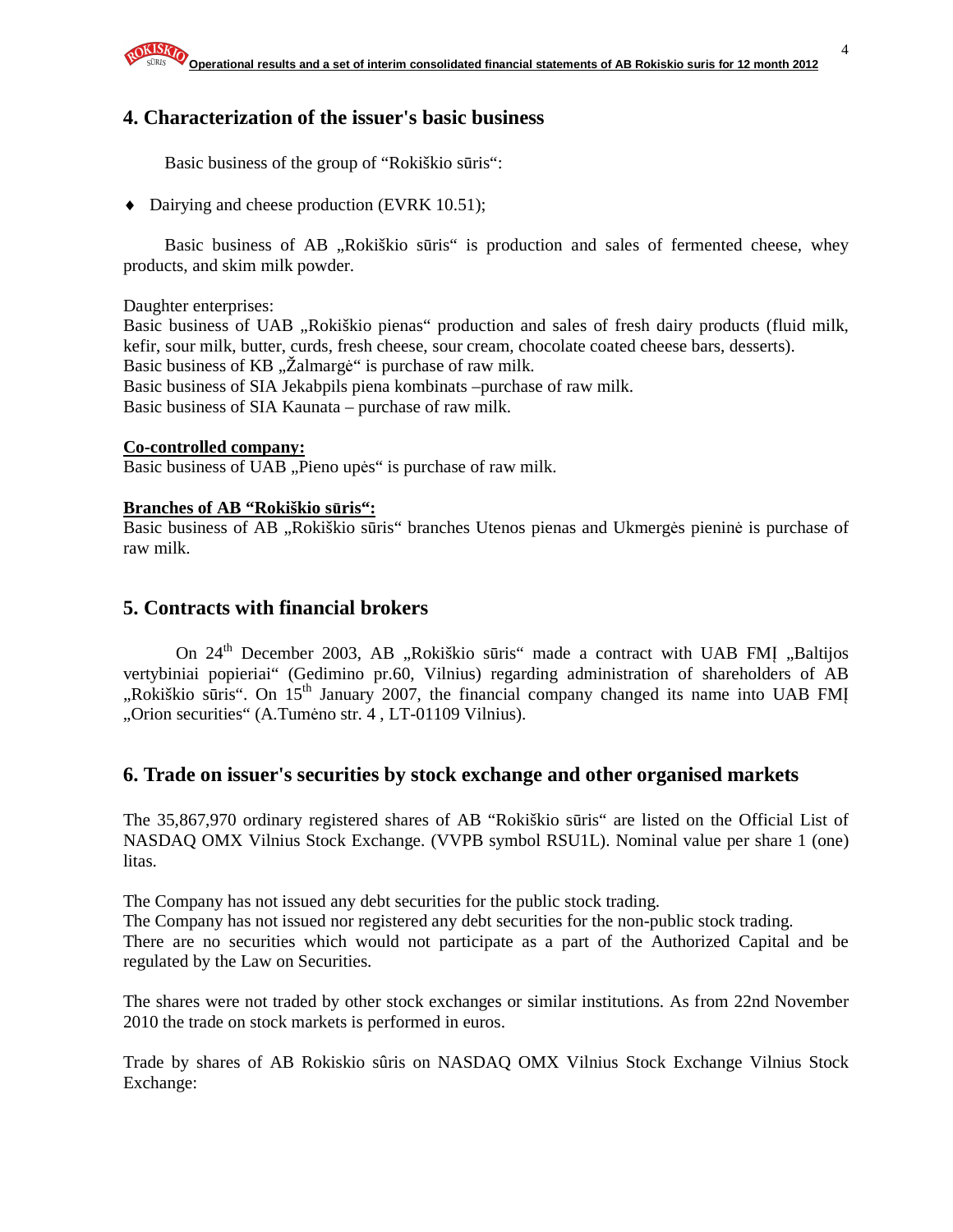## 4. Characterization of the issuer's basic business

Basic business of the group of "Rokiškio sūris":

- Dairying and cheese production (EVRK 10.51);

Basic business of AB „Rokiškio sūris" is production and sales of fermented cheese, whey products, and skim milk powder.

Daughter enterprises:
Basic business of UAB „Rokiškio pienas" production and sales of fresh dairy products (fluid milk, kefir, sour milk, butter, curds, fresh cheese, sour cream, chocolate coated cheese bars, desserts).
Basic business of KB „Žalmargė" is purchase of raw milk.
Basic business of SIA Jekabpils piena kombinats –purchase of raw milk.
Basic business of SIA Kaunata – purchase of raw milk.

**Co-controlled company:**
Basic business of UAB „Pieno upės" is purchase of raw milk.

**Branches of AB "Rokiškio sūris":**
Basic business of AB „Rokiškio sūris" branches Utenos pienas and Ukmergės pieninė is purchase of raw milk.

## 5. Contracts with financial brokers

On 24th December 2003, AB „Rokiškio sūris" made a contract with UAB FMĮ „Baltijos vertybiniai popieriai" (Gedimino pr.60, Vilnius) regarding administration of shareholders of AB „Rokiškio sūris". On 15th January 2007, the financial company changed its name into UAB FMĮ „Orion securities" (A.Tumėno str. 4 , LT-01109 Vilnius).

## 6. Trade on issuer's securities by stock exchange and other organised markets

The 35,867,970 ordinary registered shares of AB "Rokiškio sūris" are listed on the Official List of NASDAQ OMX Vilnius Stock Exchange. (VVPB symbol RSU1L). Nominal value per share 1 (one) litas.

The Company has not issued any debt securities for the public stock trading.
The Company has not issued nor registered any debt securities for the non-public stock trading.
There are no securities which would not participate as a part of the Authorized Capital and be regulated by the Law on Securities.

The shares were not traded by other stock exchanges or similar institutions. As from 22nd November 2010 the trade on stock markets is performed in euros.

Trade by shares of AB Rokiskio sûris on NASDAQ OMX Vilnius Stock Exchange Vilnius Stock Exchange: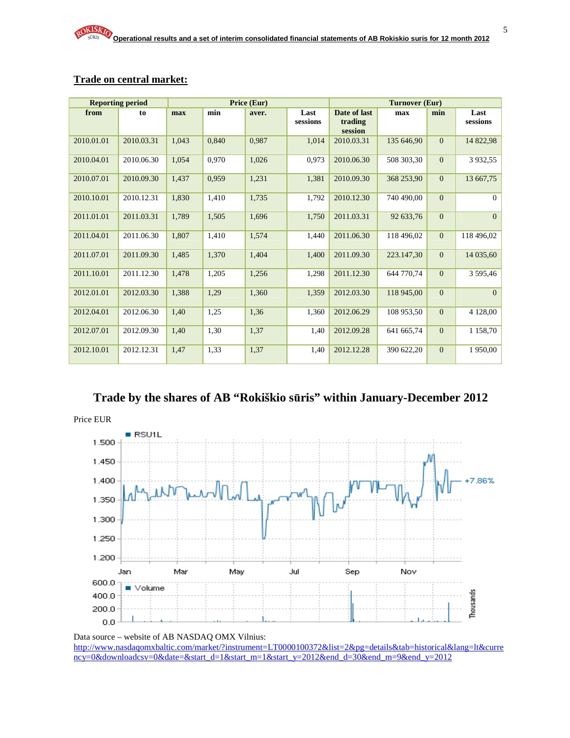## Trade on central market:

| Reporting period | | Price (Eur) | | | | Turnover (Eur) | | | |
|---|---|---|---|---|---|---|---|---|---|
| from | to | max | min | aver. | Last sessions | Date of last trading session | max | min | Last sessions |
| 2010.01.01 | 2010.03.31 | 1,043 | 0,840 | 0,987 | 1,014 | 2010.03.31 | 135 646,90 | 0 | 14 822,98 |
| 2010.04.01 | 2010.06.30 | 1,054 | 0,970 | 1,026 | 0,973 | 2010.06.30 | 508 303,30 | 0 | 3 932,55 |
| 2010.07.01 | 2010.09.30 | 1,437 | 0,959 | 1,231 | 1,381 | 2010.09.30 | 368 253,90 | 0 | 13 667,75 |
| 2010.10.01 | 2010.12.31 | 1,830 | 1,410 | 1,735 | 1,792 | 2010.12.30 | 740 490,00 | 0 | 0 |
| 2011.01.01 | 2011.03.31 | 1,789 | 1,505 | 1,696 | 1,750 | 2011.03.31 | 92 633,76 | 0 | 0 |
| 2011.04.01 | 2011.06.30 | 1,807 | 1,410 | 1,574 | 1,440 | 2011.06.30 | 118 496,02 | 0 | 118 496,02 |
| 2011.07.01 | 2011.09.30 | 1,485 | 1,370 | 1,404 | 1,400 | 2011.09.30 | 223.147,30 | 0 | 14 035,60 |
| 2011.10.01 | 2011.12.30 | 1,478 | 1,205 | 1,256 | 1,298 | 2011.12.30 | 644 770,74 | 0 | 3 595,46 |
| 2012.01.01 | 2012.03.30 | 1,388 | 1,29 | 1,360 | 1,359 | 2012.03.30 | 118 945,00 | 0 | 0 |
| 2012.04.01 | 2012.06.30 | 1,40 | 1,25 | 1,36 | 1,360 | 2012.06.29 | 108 953,50 | 0 | 4 128,00 |
| 2012.07.01 | 2012.09.30 | 1,40 | 1,30 | 1,37 | 1,40 | 2012.09.28 | 641 665,74 | 0 | 1 158,70 |
| 2012.10.01 | 2012.12.31 | 1,47 | 1,33 | 1,37 | 1,40 | 2012.12.28 | 390 622,20 | 0 | 1 950,00 |

## Trade by the shares of AB "Rokiškio sūris" within January-December 2012

Price EUR

Data source – website of AB NASDAQ OMX Vilnius:
http://www.nasdaqomxbaltic.com/market/?instrument=LT0000100372&list=2&pg=details&tab=historical&lang=lt&currency=0&downloadcsv=0&date=&start_d=1&start_m=1&start_y=2012&end_d=30&end_m=9&end_y=2012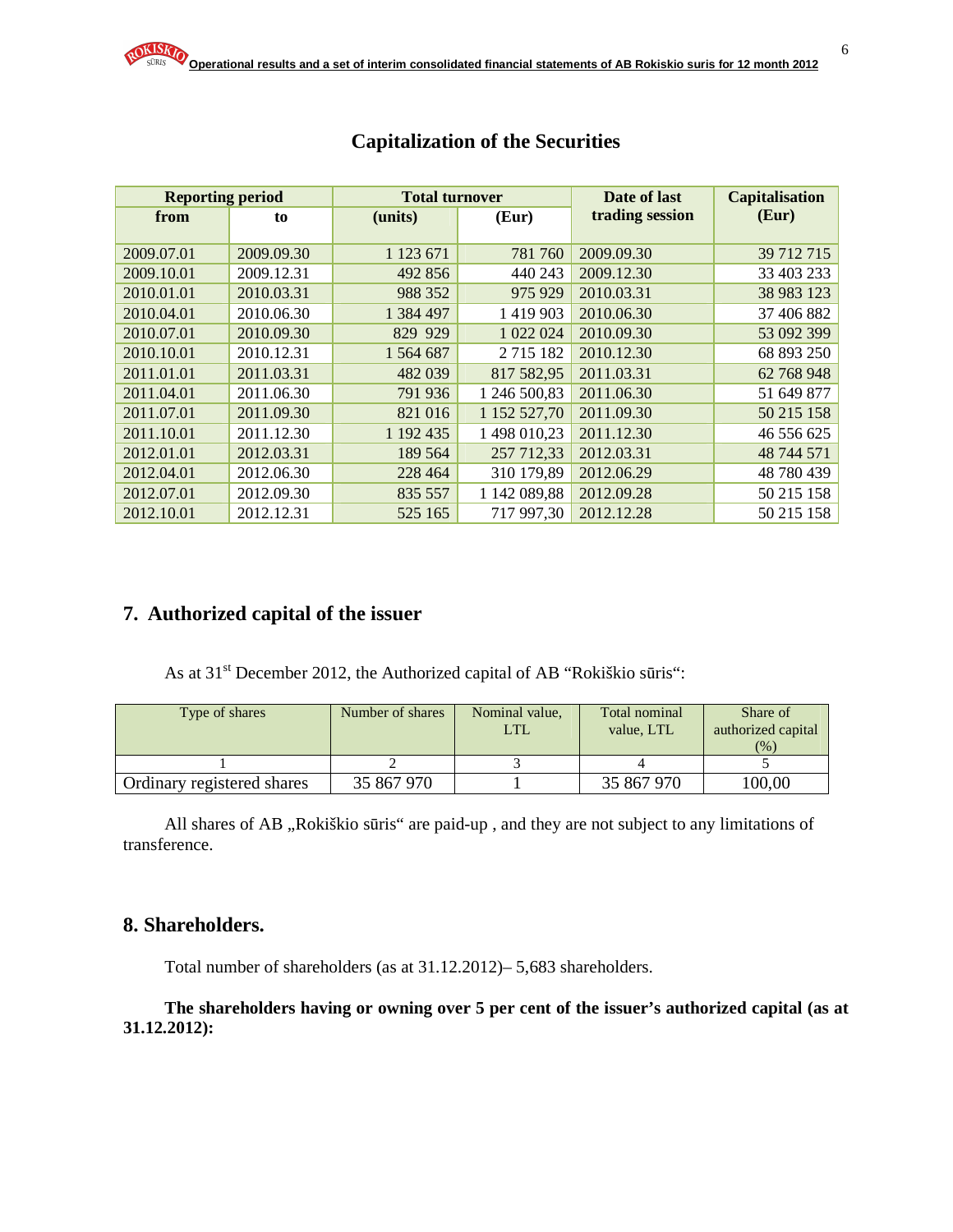## Capitalization of the Securities

| Reporting period | | Total turnover | | Date of last trading session | Capitalisation (Eur) |
|---|---|---|---|---|---|
| from | to | (units) | (Eur) | | |
| 2009.07.01 | 2009.09.30 | 1 123 671 | 781 760 | 2009.09.30 | 39 712 715 |
| 2009.10.01 | 2009.12.31 | 492 856 | 440 243 | 2009.12.30 | 33 403 233 |
| 2010.01.01 | 2010.03.31 | 988 352 | 975 929 | 2010.03.31 | 38 983 123 |
| 2010.04.01 | 2010.06.30 | 1 384 497 | 1 419 903 | 2010.06.30 | 37 406 882 |
| 2010.07.01 | 2010.09.30 | 829 929 | 1 022 024 | 2010.09.30 | 53 092 399 |
| 2010.10.01 | 2010.12.31 | 1 564 687 | 2 715 182 | 2010.12.30 | 68 893 250 |
| 2011.01.01 | 2011.03.31 | 482 039 | 817 582,95 | 2011.03.31 | 62 768 948 |
| 2011.04.01 | 2011.06.30 | 791 936 | 1 246 500,83 | 2011.06.30 | 51 649 877 |
| 2011.07.01 | 2011.09.30 | 821 016 | 1 152 527,70 | 2011.09.30 | 50 215 158 |
| 2011.10.01 | 2011.12.30 | 1 192 435 | 1 498 010,23 | 2011.12.30 | 46 556 625 |
| 2012.01.01 | 2012.03.31 | 189 564 | 257 712,33 | 2012.03.31 | 48 744 571 |
| 2012.04.01 | 2012.06.30 | 228 464 | 310 179,89 | 2012.06.29 | 48 780 439 |
| 2012.07.01 | 2012.09.30 | 835 557 | 1 142 089,88 | 2012.09.28 | 50 215 158 |
| 2012.10.01 | 2012.12.31 | 525 165 | 717 997,30 | 2012.12.28 | 50 215 158 |

## 7. Authorized capital of the issuer

As at 31st December 2012, the Authorized capital of AB "Rokiškio sūris":

| Type of shares | Number of shares | Nominal value, LTL | Total nominal value, LTL | Share of authorized capital (%) |
|---|---|---|---|---|
| 1 | 2 | 3 | 4 | 5 |
| Ordinary registered shares | 35 867 970 | 1 | 35 867 970 | 100,00 |

All shares of AB „Rokiškio sūris“ are paid-up , and they are not subject to any limitations of transference.

## 8. Shareholders.

Total number of shareholders (as at 31.12.2012)– 5,683 shareholders.

**The shareholders having or owning over 5 per cent of the issuer's authorized capital (as at 31.12.2012):**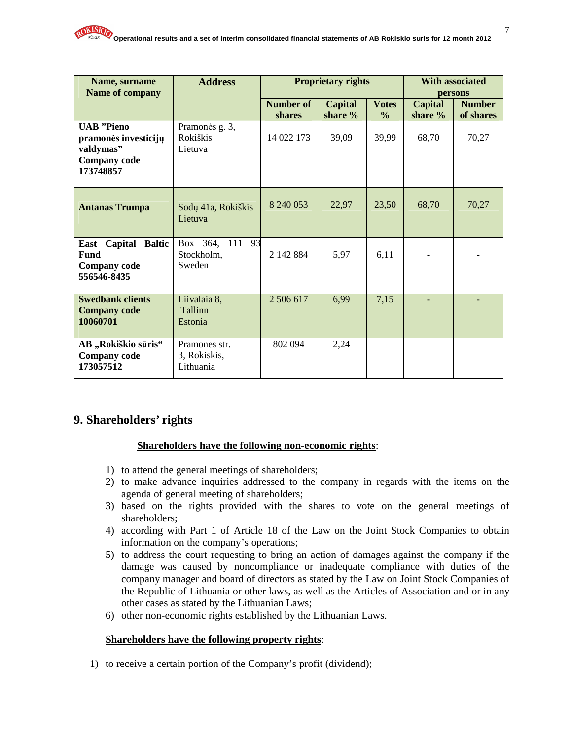| Name, surname<br>Name of company | Address | Proprietary rights | | | With associated persons | |
|---|---|---|---|---|---|---|
| | | Number of shares | Capital share % | Votes % | Capital share % | Number of shares |
| **UAB "Pieno pramonės investicijų valdymas"**<br>**Company code 173748857** | Pramonės g. 3, Rokiškis Lietuva | 14 022 173 | 39,09 | 39,99 | 68,70 | 70,27 |
| **Antanas Trumpa** | Sodų 41a, Rokiškis Lietuva | 8 240 053 | 22,97 | 23,50 | 68,70 | 70,27 |
| **East Capital Baltic Fund**<br>**Company code 556546-8435** | Box 364, 111 93 Stockholm, Sweden | 2 142 884 | 5,97 | 6,11 | - | - |
| **Swedbank clients**<br>**Company code 10060701** | Liivalaia 8, Tallinn Estonia | 2 506 617 | 6,99 | 7,15 | - | - |
| **AB „Rokiškio sūris"**<br>**Company code 173057512** | Pramones str. 3, Rokiskis, Lithuania | 802 094 | 2,24 | | | |

## 9. Shareholders' rights

**Shareholders have the following non-economic rights**:

1) to attend the general meetings of shareholders;
2) to make advance inquiries addressed to the company in regards with the items on the agenda of general meeting of shareholders;
3) based on the rights provided with the shares to vote on the general meetings of shareholders;
4) according with Part 1 of Article 18 of the Law on the Joint Stock Companies to obtain information on the company's operations;
5) to address the court requesting to bring an action of damages against the company if the damage was caused by noncompliance or inadequate compliance with duties of the company manager and board of directors as stated by the Law on Joint Stock Companies of the Republic of Lithuania or other laws, as well as the Articles of Association and or in any other cases as stated by the Lithuanian Laws;
6) other non-economic rights established by the Lithuanian Laws.

**Shareholders have the following property rights**:

1) to receive a certain portion of the Company's profit (dividend);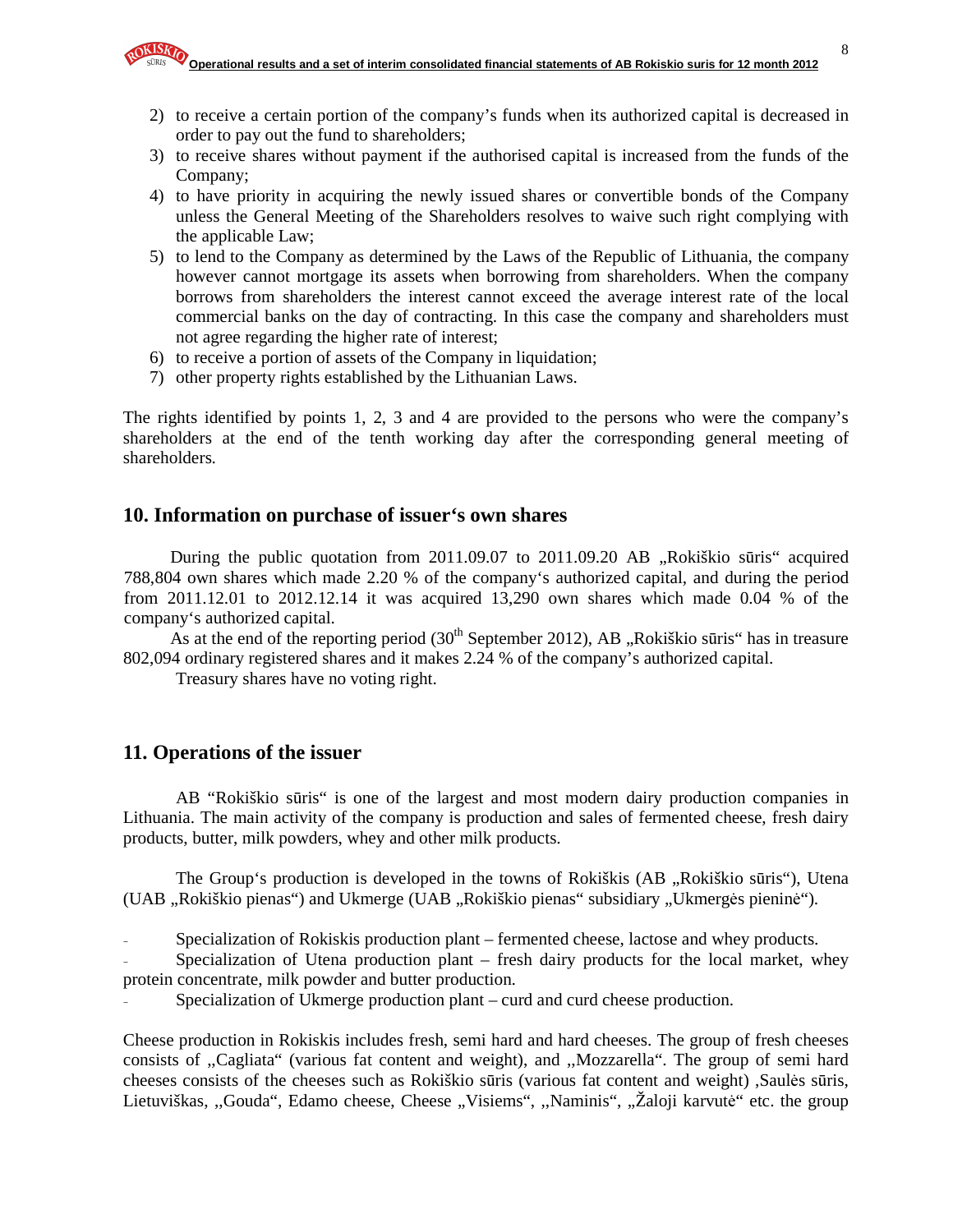2) to receive a certain portion of the company's funds when its authorized capital is decreased in order to pay out the fund to shareholders;
3) to receive shares without payment if the authorised capital is increased from the funds of the Company;
4) to have priority in acquiring the newly issued shares or convertible bonds of the Company unless the General Meeting of the Shareholders resolves to waive such right complying with the applicable Law;
5) to lend to the Company as determined by the Laws of the Republic of Lithuania, the company however cannot mortgage its assets when borrowing from shareholders. When the company borrows from shareholders the interest cannot exceed the average interest rate of the local commercial banks on the day of contracting. In this case the company and shareholders must not agree regarding the higher rate of interest;
6) to receive a portion of assets of the Company in liquidation;
7) other property rights established by the Lithuanian Laws.

The rights identified by points 1, 2, 3 and 4 are provided to the persons who were the company's shareholders at the end of the tenth working day after the corresponding general meeting of shareholders.

## 10. Information on purchase of issuer's own shares

During the public quotation from 2011.09.07 to 2011.09.20 AB „Rokiškio sūris" acquired 788,804 own shares which made 2.20 % of the company's authorized capital, and during the period from 2011.12.01 to 2012.12.14 it was acquired 13,290 own shares which made 0.04 % of the company's authorized capital.

As at the end of the reporting period (30th September 2012), AB „Rokiškio sūris" has in treasure 802,094 ordinary registered shares and it makes 2.24 % of the company's authorized capital.

Treasury shares have no voting right.

## 11. Operations of the issuer

AB "Rokiškio sūris" is one of the largest and most modern dairy production companies in Lithuania. The main activity of the company is production and sales of fermented cheese, fresh dairy products, butter, milk powders, whey and other milk products.

The Group's production is developed in the towns of Rokiškis (AB „Rokiškio sūris"), Utena (UAB „Rokiškio pienas") and Ukmerge (UAB „Rokiškio pienas" subsidiary „Ukmergės pieninė").

- Specialization of Rokiskis production plant – fermented cheese, lactose and whey products.
- Specialization of Utena production plant – fresh dairy products for the local market, whey protein concentrate, milk powder and butter production.
- Specialization of Ukmerge production plant – curd and curd cheese production.

Cheese production in Rokiskis includes fresh, semi hard and hard cheeses. The group of fresh cheeses consists of ,,Cagliata" (various fat content and weight), and ,,Mozzarella". The group of semi hard cheeses consists of the cheeses such as Rokiškio sūris (various fat content and weight) ,Saulės sūris, Lietuviškas, ,,Gouda", Edamo cheese, Cheese „Visiems", ,,Naminis", „Žaloji karvutė" etc. the group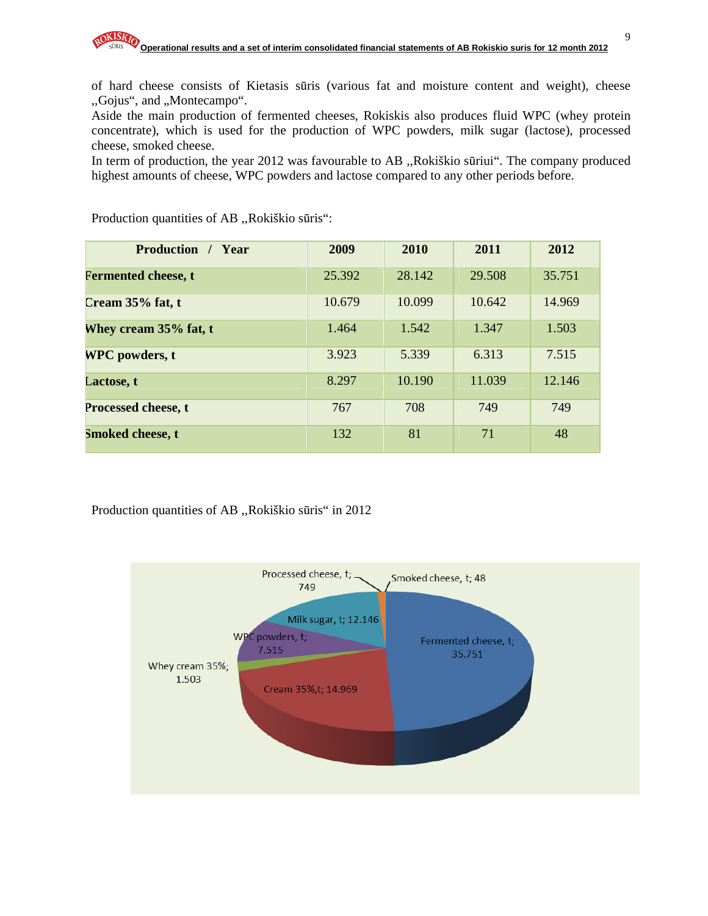of hard cheese consists of Kietasis sūris (various fat and moisture content and weight), cheese ,,Gojus", and „Montecampo".
Aside the main production of fermented cheeses, Rokiskis also produces fluid WPC (whey protein concentrate), which is used for the production of WPC powders, milk sugar (lactose), processed cheese, smoked cheese.
In term of production, the year 2012 was favourable to AB ,,Rokiškio sūriui". The company produced highest amounts of cheese, WPC powders and lactose compared to any other periods before.

Production quantities of AB ,,Rokiškio sūris":

| Production / Year | 2009 | 2010 | 2011 | 2012 |
|---|---|---|---|---|
| **Fermented cheese, t** | 25.392 | 28.142 | 29.508 | 35.751 |
| **Cream 35% fat, t** | 10.679 | 10.099 | 10.642 | 14.969 |
| **Whey cream 35% fat, t** | 1.464 | 1.542 | 1.347 | 1.503 |
| **WPC powders, t** | 3.923 | 5.339 | 6.313 | 7.515 |
| **Lactose, t** | 8.297 | 10.190 | 11.039 | 12.146 |
| **Processed cheese, t** | 767 | 708 | 749 | 749 |
| **Smoked cheese, t** | 132 | 81 | 71 | 48 |

Production quantities of AB ,,Rokiškio sūris" in 2012

Processed cheese, t; 749
Smoked cheese, t; 48
Milk sugar, t; 12.146
WPC powders, t; 7.515
Whey cream 35%; 1.503
Cream 35%,t; 14.969
Fermented cheese, t; 35.751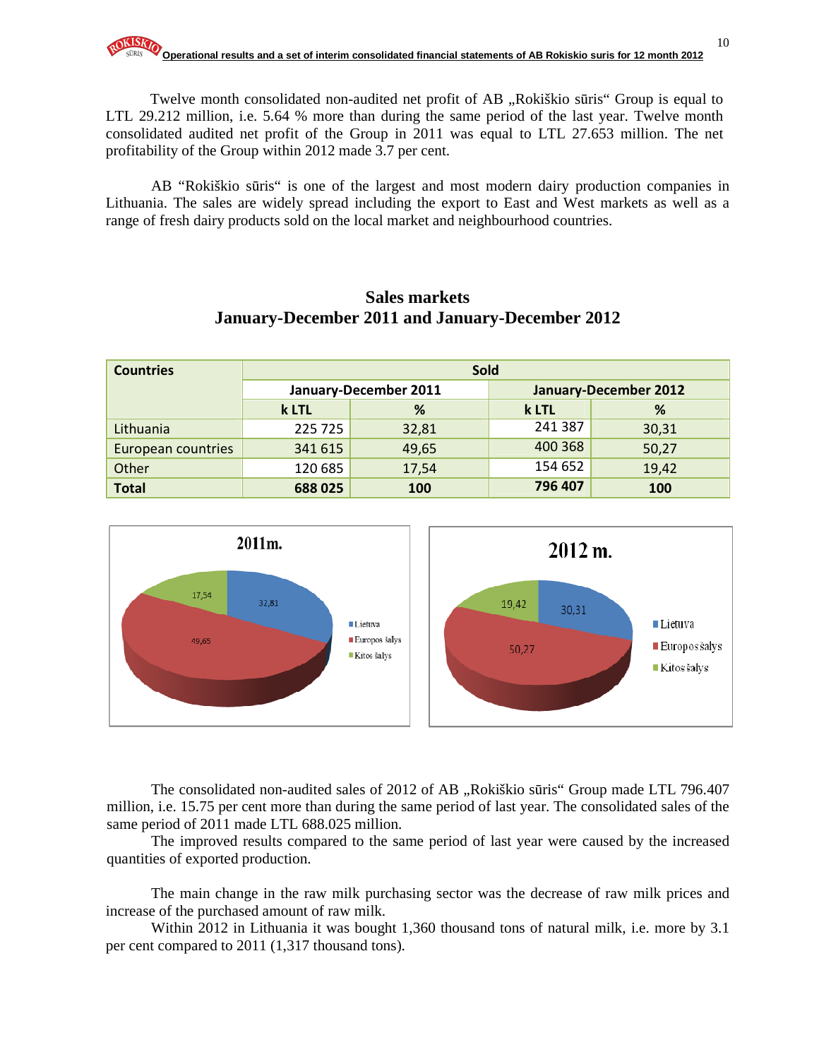Twelve month consolidated non-audited net profit of AB „Rokiškio sūris“ Group is equal to LTL 29.212 million, i.e. 5.64 % more than during the same period of the last year. Twelve month consolidated audited net profit of the Group in 2011 was equal to LTL 27.653 million. The net profitability of the Group within 2012 made 3.7 per cent.

AB “Rokiškio sūris“ is one of the largest and most modern dairy production companies in Lithuania. The sales are widely spread including the export to East and West markets as well as a range of fresh dairy products sold on the local market and neighbourhood countries.

## Sales markets
## January-December 2011 and January-December 2012

| Countries | Sold | | | |
|---|---|---|---|---|
| | January-December 2011 | | January-December 2012 | |
| | k LTL | % | k LTL | % |
| Lithuania | 225 725 | 32,81 | 241 387 | 30,31 |
| European countries | 341 615 | 49,65 | 400 368 | 50,27 |
| Other | 120 685 | 17,54 | 154 652 | 19,42 |
| **Total** | **688 025** | **100** | **796 407** | **100** |

The consolidated non-audited sales of 2012 of AB „Rokiškio sūris“ Group made LTL 796.407 million, i.e. 15.75 per cent more than during the same period of last year. The consolidated sales of the same period of 2011 made LTL 688.025 million.

The improved results compared to the same period of last year were caused by the increased quantities of exported production.

The main change in the raw milk purchasing sector was the decrease of raw milk prices and increase of the purchased amount of raw milk.

Within 2012 in Lithuania it was bought 1,360 thousand tons of natural milk, i.e. more by 3.1 per cent compared to 2011 (1,317 thousand tons).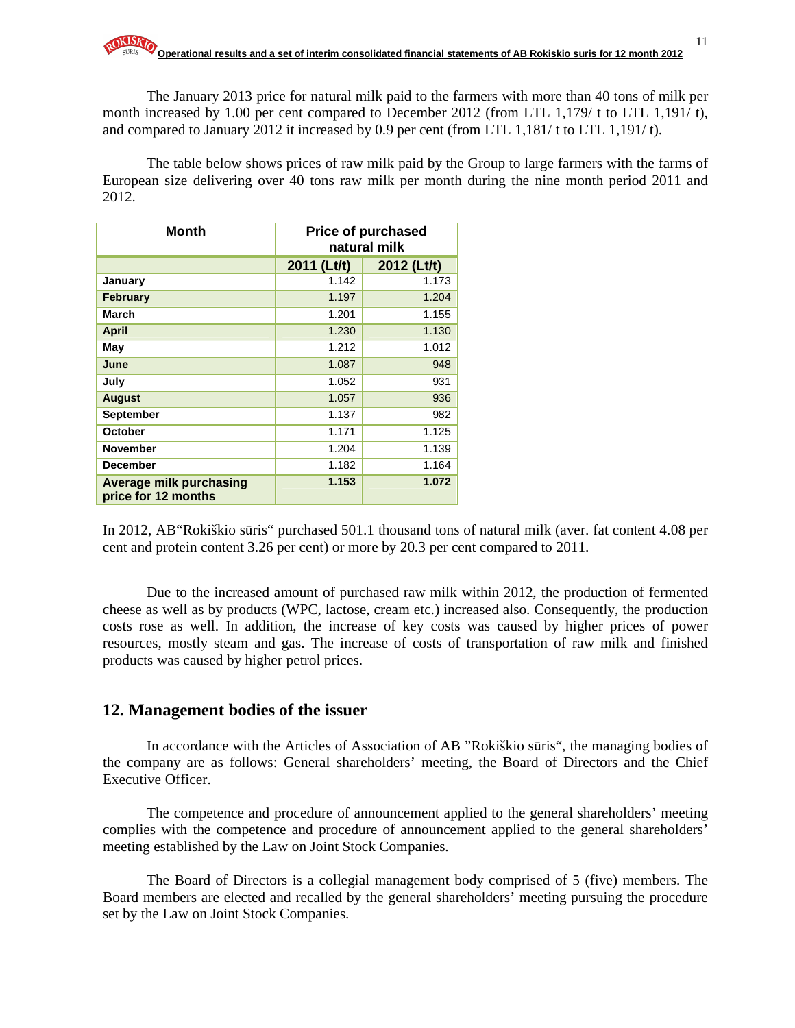The January 2013 price for natural milk paid to the farmers with more than 40 tons of milk per month increased by 1.00 per cent compared to December 2012 (from LTL 1,179/ t to LTL 1,191/ t), and compared to January 2012 it increased by 0.9 per cent (from LTL 1,181/ t to LTL 1,191/ t).

The table below shows prices of raw milk paid by the Group to large farmers with the farms of European size delivering over 40 tons raw milk per month during the nine month period 2011 and 2012.

| Month | Price of purchased natural milk | |
|---|---|---|
| | 2011 (Lt/t) | 2012 (Lt/t) |
| January | 1.142 | 1.173 |
| February | 1.197 | 1.204 |
| March | 1.201 | 1.155 |
| April | 1.230 | 1.130 |
| May | 1.212 | 1.012 |
| June | 1.087 | 948 |
| July | 1.052 | 931 |
| August | 1.057 | 936 |
| September | 1.137 | 982 |
| October | 1.171 | 1.125 |
| November | 1.204 | 1.139 |
| December | 1.182 | 1.164 |
| **Average milk purchasing price for 12 months** | **1.153** | **1.072** |

In 2012, AB"Rokiškio sūris" purchased 501.1 thousand tons of natural milk (aver. fat content 4.08 per cent and protein content 3.26 per cent) or more by 20.3 per cent compared to 2011.

Due to the increased amount of purchased raw milk within 2012, the production of fermented cheese as well as by products (WPC, lactose, cream etc.) increased also. Consequently, the production costs rose as well. In addition, the increase of key costs was caused by higher prices of power resources, mostly steam and gas. The increase of costs of transportation of raw milk and finished products was caused by higher petrol prices.

## 12. Management bodies of the issuer

In accordance with the Articles of Association of AB "Rokiškio sūris", the managing bodies of the company are as follows: General shareholders' meeting, the Board of Directors and the Chief Executive Officer.

The competence and procedure of announcement applied to the general shareholders' meeting complies with the competence and procedure of announcement applied to the general shareholders' meeting established by the Law on Joint Stock Companies.

The Board of Directors is a collegial management body comprised of 5 (five) members. The Board members are elected and recalled by the general shareholders' meeting pursuing the procedure set by the Law on Joint Stock Companies.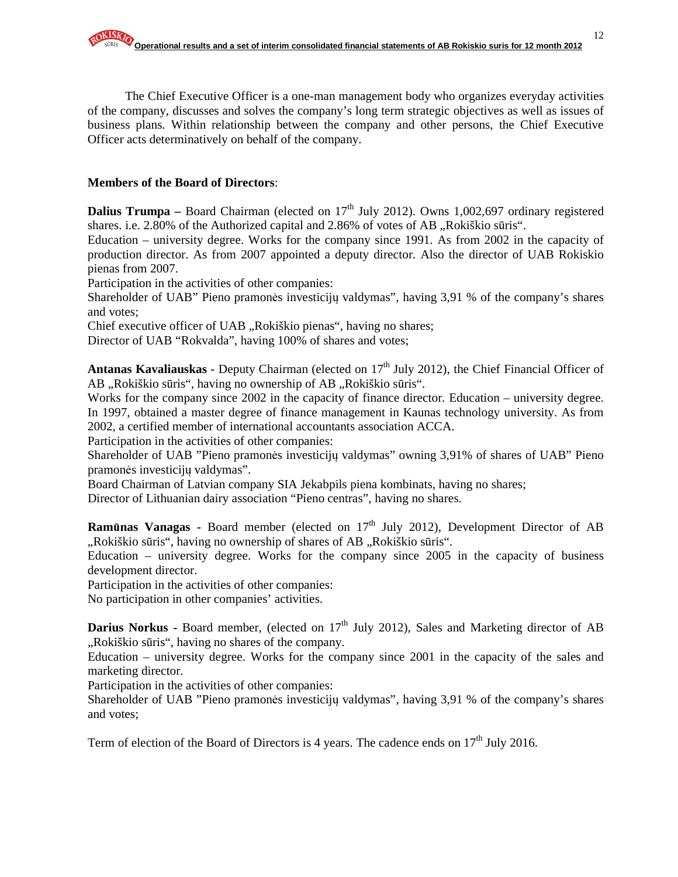The Chief Executive Officer is a one-man management body who organizes everyday activities of the company, discusses and solves the company's long term strategic objectives as well as issues of business plans. Within relationship between the company and other persons, the Chief Executive Officer acts determinatively on behalf of the company.

**Members of the Board of Directors**:

**Dalius Trumpa –** Board Chairman (elected on 17th July 2012). Owns 1,002,697 ordinary registered shares. i.e. 2.80% of the Authorized capital and 2.86% of votes of AB „Rokiškio sūris".
Education – university degree. Works for the company since 1991. As from 2002 in the capacity of production director. As from 2007 appointed a deputy director. Also the director of UAB Rokiskio pienas from 2007.
Participation in the activities of other companies:
Shareholder of UAB" Pieno pramonės investicijų valdymas", having 3,91 % of the company's shares and votes;
Chief executive officer of UAB „Rokiškio pienas", having no shares;
Director of UAB "Rokvalda", having 100% of shares and votes;

**Antanas Kavaliauskas** - Deputy Chairman (elected on 17th July 2012), the Chief Financial Officer of AB „Rokiškio sūris", having no ownership of AB „Rokiškio sūris".
Works for the company since 2002 in the capacity of finance director. Education – university degree. In 1997, obtained a master degree of finance management in Kaunas technology university. As from 2002, a certified member of international accountants association ACCA.
Participation in the activities of other companies:
Shareholder of UAB "Pieno pramonės investicijų valdymas" owning 3,91% of shares of UAB" Pieno pramonės investicijų valdymas".
Board Chairman of Latvian company SIA Jekabpils piena kombinats, having no shares;
Director of Lithuanian dairy association "Pieno centras", having no shares.

**Ramūnas Vanagas -** Board member (elected on 17th July 2012), Development Director of AB „Rokiškio sūris", having no ownership of shares of AB „Rokiškio sūris".
Education – university degree. Works for the company since 2005 in the capacity of business development director.
Participation in the activities of other companies:
No participation in other companies' activities.

**Darius Norkus -** Board member, (elected on 17th July 2012), Sales and Marketing director of AB „Rokiškio sūris", having no shares of the company.
Education – university degree. Works for the company since 2001 in the capacity of the sales and marketing director.
Participation in the activities of other companies:
Shareholder of UAB "Pieno pramonės investicijų valdymas", having 3,91 % of the company's shares and votes;

Term of election of the Board of Directors is 4 years. The cadence ends on 17th July 2016.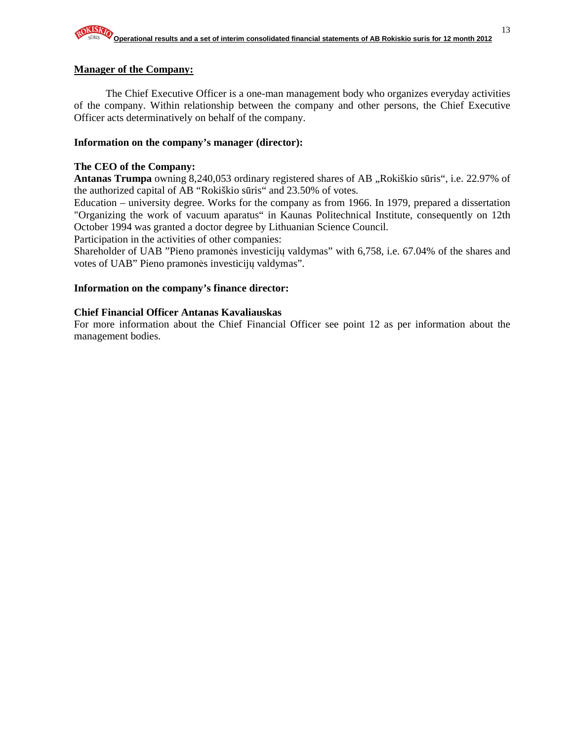## Manager of the Company:

The Chief Executive Officer is a one-man management body who organizes everyday activities of the company. Within relationship between the company and other persons, the Chief Executive Officer acts determinatively on behalf of the company.

### Information on the company's manager (director):

**The CEO of the Company:**

**Antanas Trumpa** owning 8,240,053 ordinary registered shares of AB „Rokiškio sūris“, i.e. 22.97% of the authorized capital of AB “Rokiškio sūris“ and 23.50% of votes.

Education – university degree. Works for the company as from 1966. In 1979, prepared a dissertation "Organizing the work of vacuum aparatus“ in Kaunas Politechnical Institute, consequently on 12th October 1994 was granted a doctor degree by Lithuanian Science Council.

Participation in the activities of other companies:

Shareholder of UAB ”Pieno pramonės investicijų valdymas” with 6,758, i.e. 67.04% of the shares and votes of UAB” Pieno pramonės investicijų valdymas”.

### Information on the company's finance director:

**Chief Financial Officer Antanas Kavaliauskas**

For more information about the Chief Financial Officer see point 12 as per information about the management bodies.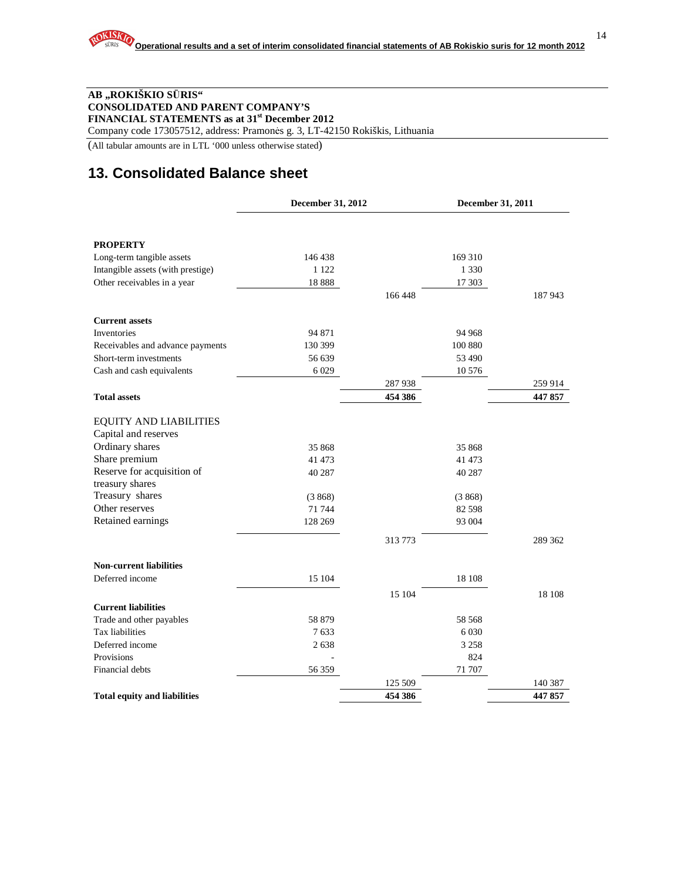**AB „ROKIŠKIO SŪRIS“**
**CONSOLIDATED AND PARENT COMPANY'S**
**FINANCIAL STATEMENTS as at 31st December 2012**
Company code 173057512, address: Pramonės g. 3, LT-42150 Rokiškis, Lithuania

(All tabular amounts are in LTL '000 unless otherwise stated)

## 13. Consolidated Balance sheet

| | December 31, 2012 | | December 31, 2011 | |
|---|---|---|---|---|
| **PROPERTY** | | | | |
| Long-term tangible assets | 146 438 | | 169 310 | |
| Intangible assets (with prestige) | 1 122 | | 1 330 | |
| Other receivables in a year | 18 888 | | 17 303 | |
| | | 166 448 | | 187 943 |
| **Current assets** | | | | |
| Inventories | 94 871 | | 94 968 | |
| Receivables and advance payments | 130 399 | | 100 880 | |
| Short-term investments | 56 639 | | 53 490 | |
| Cash and cash equivalents | 6 029 | | 10 576 | |
| | | 287 938 | | 259 914 |
| **Total assets** | | **454 386** | | **447 857** |
| EQUITY AND LIABILITIES | | | | |
| Capital and reserves | | | | |
| Ordinary shares | 35 868 | | 35 868 | |
| Share premium | 41 473 | | 41 473 | |
| Reserve for acquisition of treasury shares | 40 287 | | 40 287 | |
| Treasury shares | (3 868) | | (3 868) | |
| Other reserves | 71 744 | | 82 598 | |
| Retained earnings | 128 269 | | 93 004 | |
| | | 313 773 | | 289 362 |
| **Non-current liabilities** | | | | |
| Deferred income | 15 104 | | 18 108 | |
| | | 15 104 | | 18 108 |
| **Current liabilities** | | | | |
| Trade and other payables | 58 879 | | 58 568 | |
| Tax liabilities | 7 633 | | 6 030 | |
| Deferred income | 2 638 | | 3 258 | |
| Provisions | - | | 824 | |
| Financial debts | 56 359 | | 71 707 | |
| | | 125 509 | | 140 387 |
| **Total equity and liabilities** | | **454 386** | | **447 857** |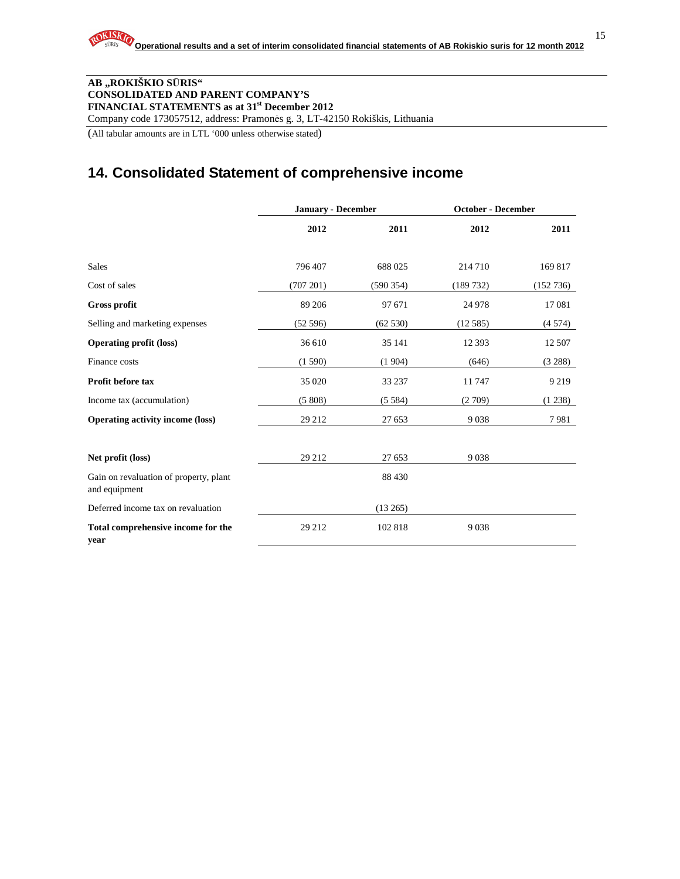**AB „ROKIŠKIO SŪRIS“**
**CONSOLIDATED AND PARENT COMPANY'S**
**FINANCIAL STATEMENTS as at 31st December 2012**
Company code 173057512, address: Pramonės g. 3, LT-42150 Rokiškis, Lithuania

(All tabular amounts are in LTL '000 unless otherwise stated)

## 14. Consolidated Statement of comprehensive income

| | January - December | | October - December | |
|---|---|---|---|---|
| | **2012** | **2011** | **2012** | **2011** |
| Sales | 796 407 | 688 025 | 214 710 | 169 817 |
| Cost of sales | (707 201) | (590 354) | (189 732) | (152 736) |
| **Gross profit** | 89 206 | 97 671 | 24 978 | 17 081 |
| Selling and marketing expenses | (52 596) | (62 530) | (12 585) | (4 574) |
| **Operating profit (loss)** | 36 610 | 35 141 | 12 393 | 12 507 |
| Finance costs | (1 590) | (1 904) | (646) | (3 288) |
| **Profit before tax** | 35 020 | 33 237 | 11 747 | 9 219 |
| Income tax (accumulation) | (5 808) | (5 584) | (2 709) | (1 238) |
| **Operating activity income (loss)** | 29 212 | 27 653 | 9 038 | 7 981 |
| | | | | |
| **Net profit (loss)** | 29 212 | 27 653 | 9 038 | |
| Gain on revaluation of property, plant and equipment | | 88 430 | | |
| Deferred income tax on revaluation | | (13 265) | | |
| **Total comprehensive income for the year** | 29 212 | 102 818 | 9 038 | |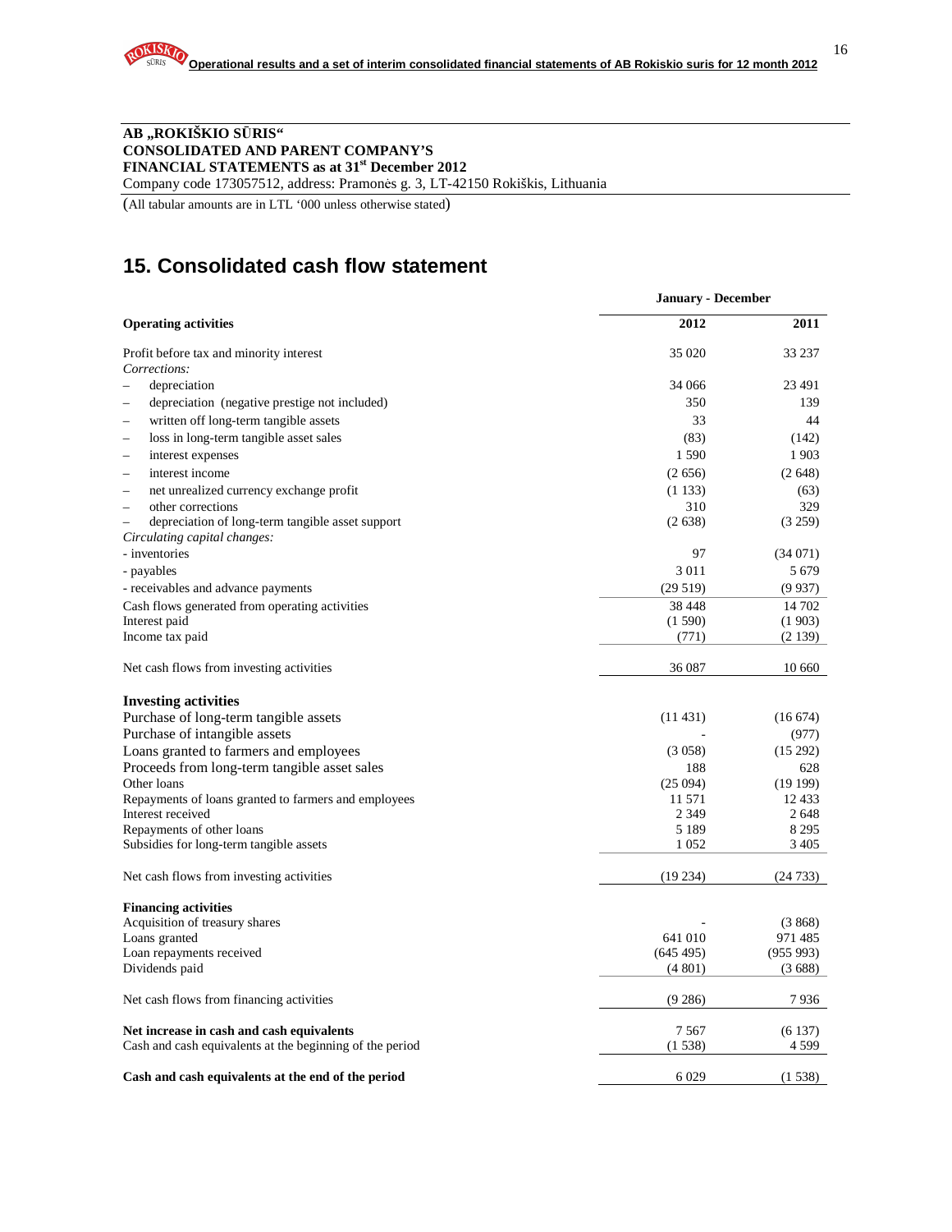**AB „ROKIŠKIO SŪRIS“**
**CONSOLIDATED AND PARENT COMPANY'S**
**FINANCIAL STATEMENTS as at 31st December 2012**
Company code 173057512, address: Pramonės g. 3, LT-42150 Rokiškis, Lithuania

(All tabular amounts are in LTL '000 unless otherwise stated)

# 15. Consolidated cash flow statement

| | January - December | |
|---|---|---|
| **Operating activities** | **2012** | **2011** |
| Profit before tax and minority interest | 35 020 | 33 237 |
| *Corrections:* | | |
| – depreciation | 34 066 | 23 491 |
| – depreciation (negative prestige not included) | 350 | 139 |
| – written off long-term tangible assets | 33 | 44 |
| – loss in long-term tangible asset sales | (83) | (142) |
| – interest expenses | 1 590 | 1 903 |
| – interest income | (2 656) | (2 648) |
| – net unrealized currency exchange profit | (1 133) | (63) |
| – other corrections | 310 | 329 |
| – depreciation of long-term tangible asset support | (2 638) | (3 259) |
| *Circulating capital changes:* | | |
| - inventories | 97 | (34 071) |
| - payables | 3 011 | 5 679 |
| - receivables and advance payments | (29 519) | (9 937) |
| Cash flows generated from operating activities | 38 448 | 14 702 |
| Interest paid | (1 590) | (1 903) |
| Income tax paid | (771) | (2 139) |
| Net cash flows from investing activities | 36 087 | 10 660 |
| **Investing activities** | | |
| Purchase of long-term tangible assets | (11 431) | (16 674) |
| Purchase of intangible assets | - | (977) |
| Loans granted to farmers and employees | (3 058) | (15 292) |
| Proceeds from long-term tangible asset sales | 188 | 628 |
| Other loans | (25 094) | (19 199) |
| Repayments of loans granted to farmers and employees | 11 571 | 12 433 |
| Interest received | 2 349 | 2 648 |
| Repayments of other loans | 5 189 | 8 295 |
| Subsidies for long-term tangible assets | 1 052 | 3 405 |
| Net cash flows from investing activities | (19 234) | (24 733) |
| **Financing activities** | | |
| Acquisition of treasury shares | - | (3 868) |
| Loans granted | 641 010 | 971 485 |
| Loan repayments received | (645 495) | (955 993) |
| Dividends paid | (4 801) | (3 688) |
| Net cash flows from financing activities | (9 286) | 7 936 |
| **Net increase in cash and cash equivalents** | 7 567 | (6 137) |
| Cash and cash equivalents at the beginning of the period | (1 538) | 4 599 |
| **Cash and cash equivalents at the end of the period** | 6 029 | (1 538) |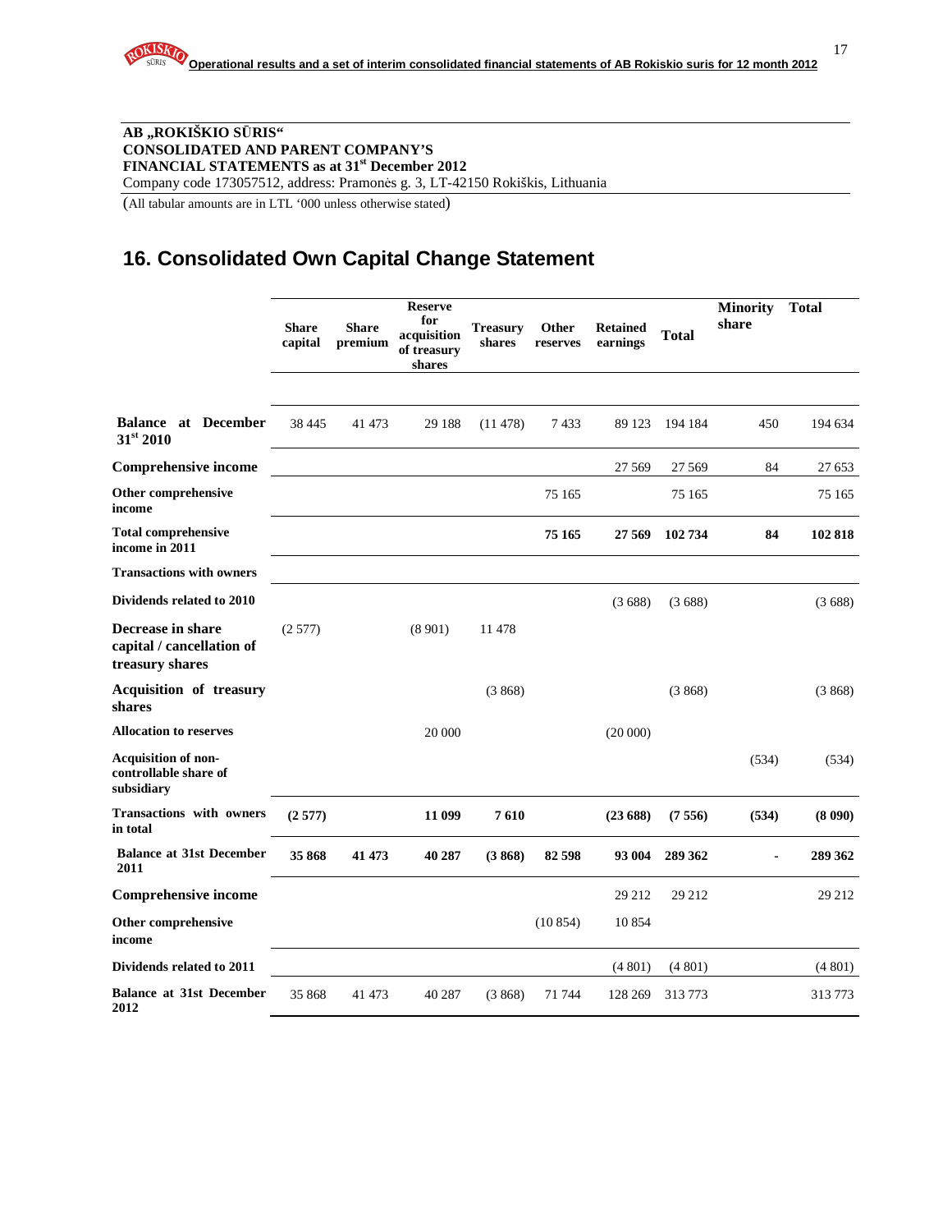**AB „ROKIŠKIO SŪRIS“**
**CONSOLIDATED AND PARENT COMPANY'S**
**FINANCIAL STATEMENTS as at 31st December 2012**
Company code 173057512, address: Pramonės g. 3, LT-42150 Rokiškis, Lithuania

(All tabular amounts are in LTL '000 unless otherwise stated)

## 16. Consolidated Own Capital Change Statement

| | Share capital | Share premium | Reserve for acquisition of treasury shares | Treasury shares | Other reserves | Retained earnings | Total | Minority share | Total |
|---|---|---|---|---|---|---|---|---|---|
| **Balance at December 31st 2010** | 38 445 | 41 473 | 29 188 | (11 478) | 7 433 | 89 123 | 194 184 | 450 | 194 634 |
| **Comprehensive income** | | | | | | 27 569 | 27 569 | 84 | 27 653 |
| **Other comprehensive income** | | | | | 75 165 | | 75 165 | | 75 165 |
| **Total comprehensive income in 2011** | | | | | **75 165** | **27 569** | **102 734** | **84** | **102 818** |
| **Transactions with owners** | | | | | | | | | |
| **Dividends related to 2010** | | | | | | (3 688) | (3 688) | | (3 688) |
| **Decrease in share capital / cancellation of treasury shares** | (2 577) | | (8 901) | 11 478 | | | | | |
| **Acquisition of treasury shares** | | | | (3 868) | | | (3 868) | | (3 868) |
| **Allocation to reserves** | | | 20 000 | | | (20 000) | | | |
| **Acquisition of non-controllable share of subsidiary** | | | | | | | | (534) | (534) |
| **Transactions with owners in total** | **(2 577)** | | **11 099** | **7 610** | | **(23 688)** | **(7 556)** | **(534)** | **(8 090)** |
| **Balance at 31st December 2011** | **35 868** | **41 473** | **40 287** | **(3 868)** | **82 598** | **93 004** | **289 362** | **-** | **289 362** |
| **Comprehensive income** | | | | | | 29 212 | 29 212 | | 29 212 |
| **Other comprehensive income** | | | | | (10 854) | 10 854 | | | |
| **Dividends related to 2011** | | | | | | (4 801) | (4 801) | | (4 801) |
| **Balance at 31st December 2012** | 35 868 | 41 473 | 40 287 | (3 868) | 71 744 | 128 269 | 313 773 | | 313 773 |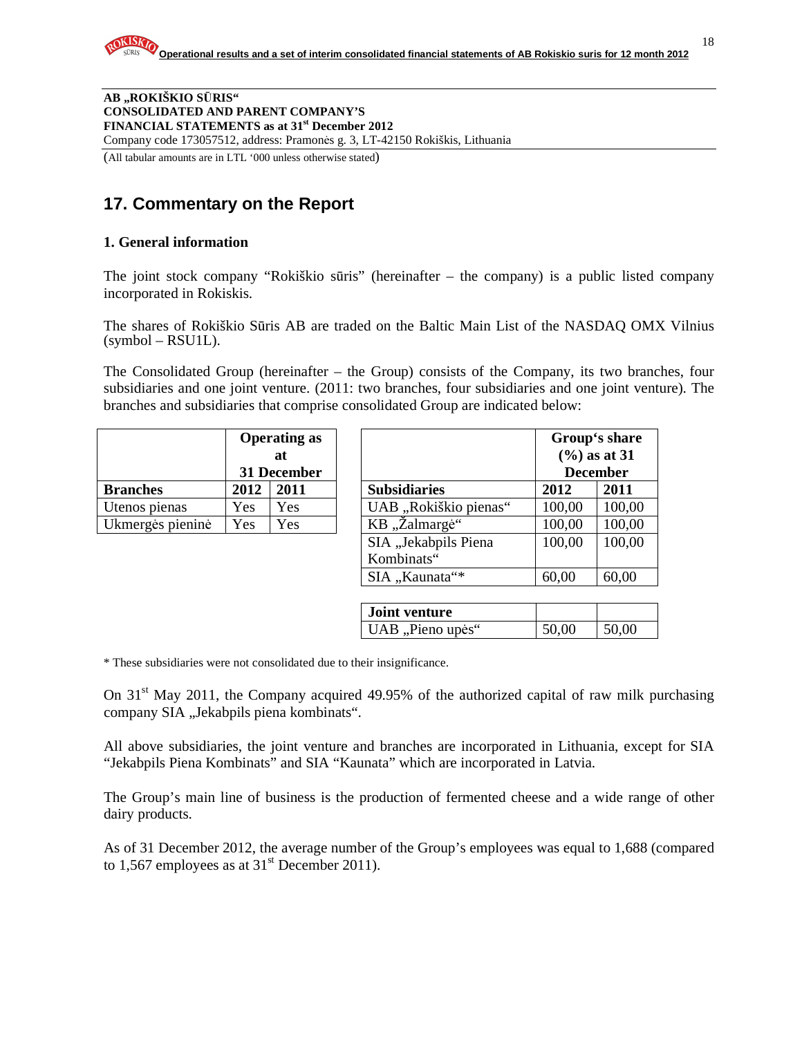**AB „ROKIŠKIO SŪRIS“**
**CONSOLIDATED AND PARENT COMPANY'S**
**FINANCIAL STATEMENTS as at 31st December 2012**
Company code 173057512, address: Pramonės g. 3, LT-42150 Rokiškis, Lithuania

(All tabular amounts are in LTL '000 unless otherwise stated)

## 17. Commentary on the Report

### 1. General information

The joint stock company "Rokiškio sūris" (hereinafter – the company) is a public listed company incorporated in Rokiskis.

The shares of Rokiškio Sūris AB are traded on the Baltic Main List of the NASDAQ OMX Vilnius (symbol – RSU1L).

The Consolidated Group (hereinafter – the Group) consists of the Company, its two branches, four subsidiaries and one joint venture. (2011: two branches, four subsidiaries and one joint venture). The branches and subsidiaries that comprise consolidated Group are indicated below:

| | Operating as at 31 December | |
|---|---|---|
| **Branches** | **2012** | **2011** |
| Utenos pienas | Yes | Yes |
| Ukmergės pieninė | Yes | Yes |

| | Group's share (%) as at 31 December | |
|---|---|---|
| **Subsidiaries** | **2012** | **2011** |
| UAB „Rokiškio pienas“ | 100,00 | 100,00 |
| KB „Žalmargė“ | 100,00 | 100,00 |
| SIA „Jekabpils Piena Kombinats“ | 100,00 | 100,00 |
| SIA „Kaunata“* | 60,00 | 60,00 |
| **Joint venture** | | |
| UAB „Pieno upės“ | 50,00 | 50,00 |

\* These subsidiaries were not consolidated due to their insignificance.

On 31st May 2011, the Company acquired 49.95% of the authorized capital of raw milk purchasing company SIA „Jekabpils piena kombinats“.

All above subsidiaries, the joint venture and branches are incorporated in Lithuania, except for SIA "Jekabpils Piena Kombinats" and SIA "Kaunata" which are incorporated in Latvia.

The Group's main line of business is the production of fermented cheese and a wide range of other dairy products.

As of 31 December 2012, the average number of the Group's employees was equal to 1,688 (compared to 1,567 employees as at 31st December 2011).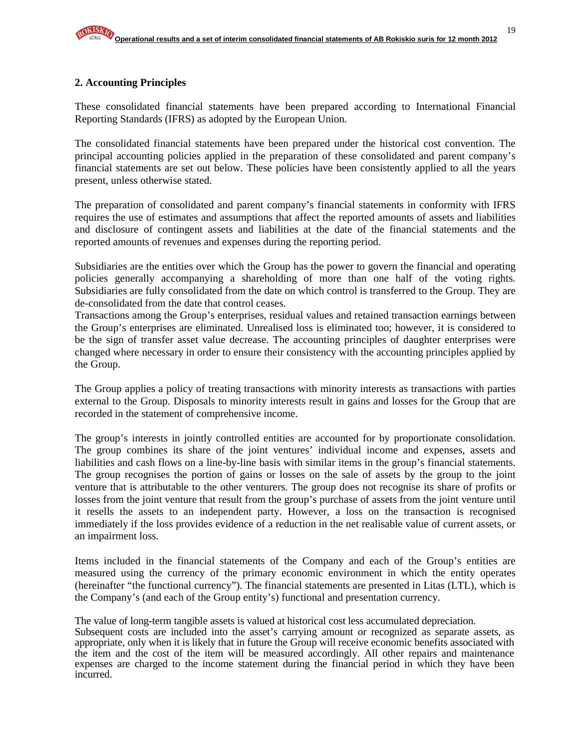## 2. Accounting Principles

These consolidated financial statements have been prepared according to International Financial Reporting Standards (IFRS) as adopted by the European Union.

The consolidated financial statements have been prepared under the historical cost convention. The principal accounting policies applied in the preparation of these consolidated and parent company's financial statements are set out below. These policies have been consistently applied to all the years present, unless otherwise stated.

The preparation of consolidated and parent company's financial statements in conformity with IFRS requires the use of estimates and assumptions that affect the reported amounts of assets and liabilities and disclosure of contingent assets and liabilities at the date of the financial statements and the reported amounts of revenues and expenses during the reporting period.

Subsidiaries are the entities over which the Group has the power to govern the financial and operating policies generally accompanying a shareholding of more than one half of the voting rights. Subsidiaries are fully consolidated from the date on which control is transferred to the Group. They are de-consolidated from the date that control ceases.
Transactions among the Group's enterprises, residual values and retained transaction earnings between the Group's enterprises are eliminated. Unrealised loss is eliminated too; however, it is considered to be the sign of transfer asset value decrease. The accounting principles of daughter enterprises were changed where necessary in order to ensure their consistency with the accounting principles applied by the Group.

The Group applies a policy of treating transactions with minority interests as transactions with parties external to the Group. Disposals to minority interests result in gains and losses for the Group that are recorded in the statement of comprehensive income.

The group's interests in jointly controlled entities are accounted for by proportionate consolidation. The group combines its share of the joint ventures' individual income and expenses, assets and liabilities and cash flows on a line-by-line basis with similar items in the group's financial statements. The group recognises the portion of gains or losses on the sale of assets by the group to the joint venture that is attributable to the other venturers. The group does not recognise its share of profits or losses from the joint venture that result from the group's purchase of assets from the joint venture until it resells the assets to an independent party. However, a loss on the transaction is recognised immediately if the loss provides evidence of a reduction in the net realisable value of current assets, or an impairment loss.

Items included in the financial statements of the Company and each of the Group's entities are measured using the currency of the primary economic environment in which the entity operates (hereinafter "the functional currency"). The financial statements are presented in Litas (LTL), which is the Company's (and each of the Group entity's) functional and presentation currency.

The value of long-term tangible assets is valued at historical cost less accumulated depreciation.
Subsequent costs are included into the asset's carrying amount or recognized as separate assets, as appropriate, only when it is likely that in future the Group will receive economic benefits associated with the item and the cost of the item will be measured accordingly. All other repairs and maintenance expenses are charged to the income statement during the financial period in which they have been incurred.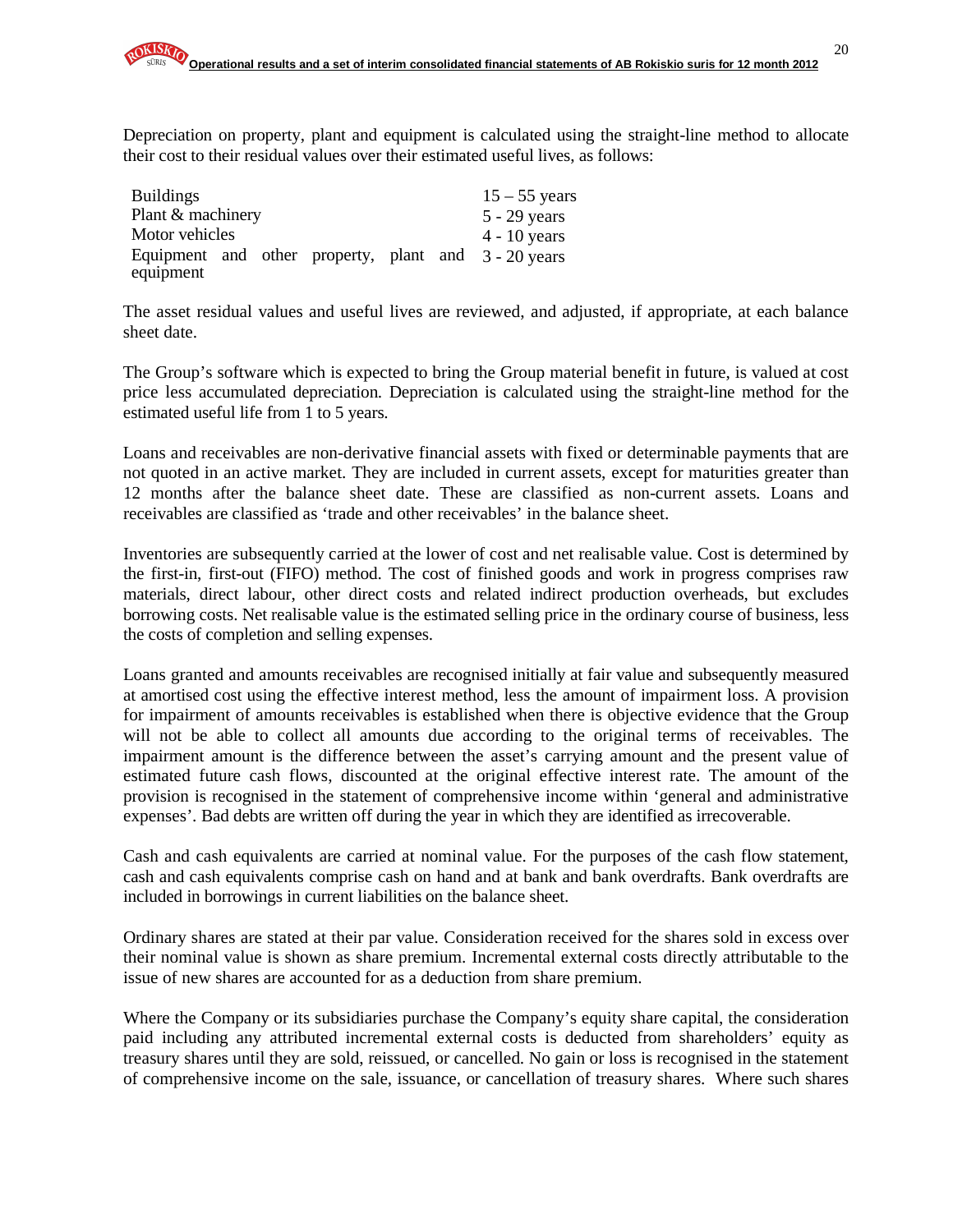Depreciation on property, plant and equipment is calculated using the straight-line method to allocate their cost to their residual values over their estimated useful lives, as follows:

| | |
|---|---|
| Buildings | 15 – 55 years |
| Plant & machinery | 5 - 29 years |
| Motor vehicles | 4 - 10 years |
| Equipment and other property, plant and equipment | 3 - 20 years |

The asset residual values and useful lives are reviewed, and adjusted, if appropriate, at each balance sheet date.

The Group's software which is expected to bring the Group material benefit in future, is valued at cost price less accumulated depreciation. Depreciation is calculated using the straight-line method for the estimated useful life from 1 to 5 years.

Loans and receivables are non-derivative financial assets with fixed or determinable payments that are not quoted in an active market. They are included in current assets, except for maturities greater than 12 months after the balance sheet date. These are classified as non-current assets. Loans and receivables are classified as 'trade and other receivables' in the balance sheet.

Inventories are subsequently carried at the lower of cost and net realisable value. Cost is determined by the first-in, first-out (FIFO) method. The cost of finished goods and work in progress comprises raw materials, direct labour, other direct costs and related indirect production overheads, but excludes borrowing costs. Net realisable value is the estimated selling price in the ordinary course of business, less the costs of completion and selling expenses.

Loans granted and amounts receivables are recognised initially at fair value and subsequently measured at amortised cost using the effective interest method, less the amount of impairment loss. A provision for impairment of amounts receivables is established when there is objective evidence that the Group will not be able to collect all amounts due according to the original terms of receivables. The impairment amount is the difference between the asset's carrying amount and the present value of estimated future cash flows, discounted at the original effective interest rate. The amount of the provision is recognised in the statement of comprehensive income within 'general and administrative expenses'. Bad debts are written off during the year in which they are identified as irrecoverable.

Cash and cash equivalents are carried at nominal value. For the purposes of the cash flow statement, cash and cash equivalents comprise cash on hand and at bank and bank overdrafts. Bank overdrafts are included in borrowings in current liabilities on the balance sheet.

Ordinary shares are stated at their par value. Consideration received for the shares sold in excess over their nominal value is shown as share premium. Incremental external costs directly attributable to the issue of new shares are accounted for as a deduction from share premium.

Where the Company or its subsidiaries purchase the Company's equity share capital, the consideration paid including any attributed incremental external costs is deducted from shareholders' equity as treasury shares until they are sold, reissued, or cancelled. No gain or loss is recognised in the statement of comprehensive income on the sale, issuance, or cancellation of treasury shares. Where such shares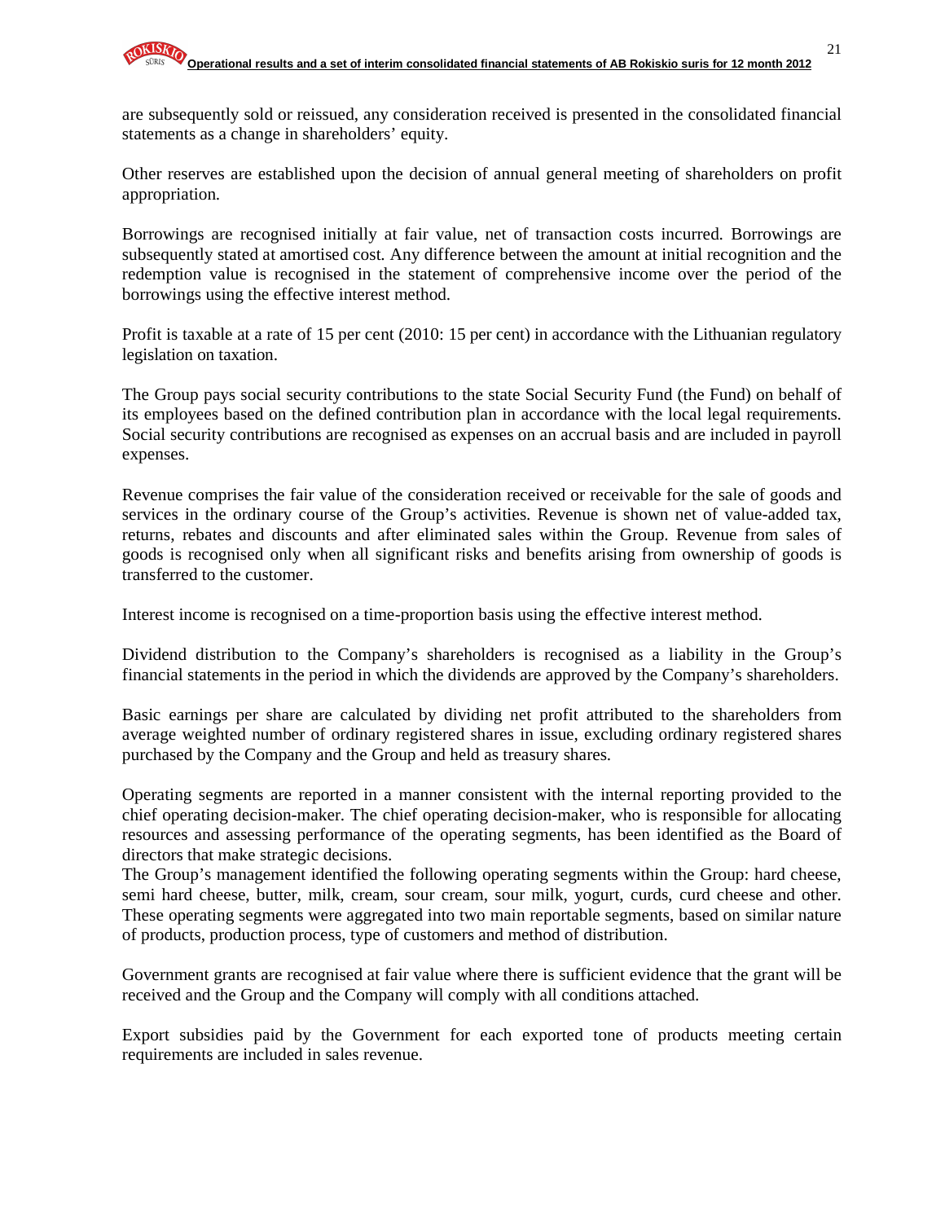are subsequently sold or reissued, any consideration received is presented in the consolidated financial statements as a change in shareholders' equity.

Other reserves are established upon the decision of annual general meeting of shareholders on profit appropriation.

Borrowings are recognised initially at fair value, net of transaction costs incurred. Borrowings are subsequently stated at amortised cost. Any difference between the amount at initial recognition and the redemption value is recognised in the statement of comprehensive income over the period of the borrowings using the effective interest method.

Profit is taxable at a rate of 15 per cent (2010: 15 per cent) in accordance with the Lithuanian regulatory legislation on taxation.

The Group pays social security contributions to the state Social Security Fund (the Fund) on behalf of its employees based on the defined contribution plan in accordance with the local legal requirements. Social security contributions are recognised as expenses on an accrual basis and are included in payroll expenses.

Revenue comprises the fair value of the consideration received or receivable for the sale of goods and services in the ordinary course of the Group's activities. Revenue is shown net of value-added tax, returns, rebates and discounts and after eliminated sales within the Group. Revenue from sales of goods is recognised only when all significant risks and benefits arising from ownership of goods is transferred to the customer.

Interest income is recognised on a time-proportion basis using the effective interest method.

Dividend distribution to the Company's shareholders is recognised as a liability in the Group's financial statements in the period in which the dividends are approved by the Company's shareholders.

Basic earnings per share are calculated by dividing net profit attributed to the shareholders from average weighted number of ordinary registered shares in issue, excluding ordinary registered shares purchased by the Company and the Group and held as treasury shares.

Operating segments are reported in a manner consistent with the internal reporting provided to the chief operating decision-maker. The chief operating decision-maker, who is responsible for allocating resources and assessing performance of the operating segments, has been identified as the Board of directors that make strategic decisions.
The Group's management identified the following operating segments within the Group: hard cheese, semi hard cheese, butter, milk, cream, sour cream, sour milk, yogurt, curds, curd cheese and other. These operating segments were aggregated into two main reportable segments, based on similar nature of products, production process, type of customers and method of distribution.

Government grants are recognised at fair value where there is sufficient evidence that the grant will be received and the Group and the Company will comply with all conditions attached.

Export subsidies paid by the Government for each exported tone of products meeting certain requirements are included in sales revenue.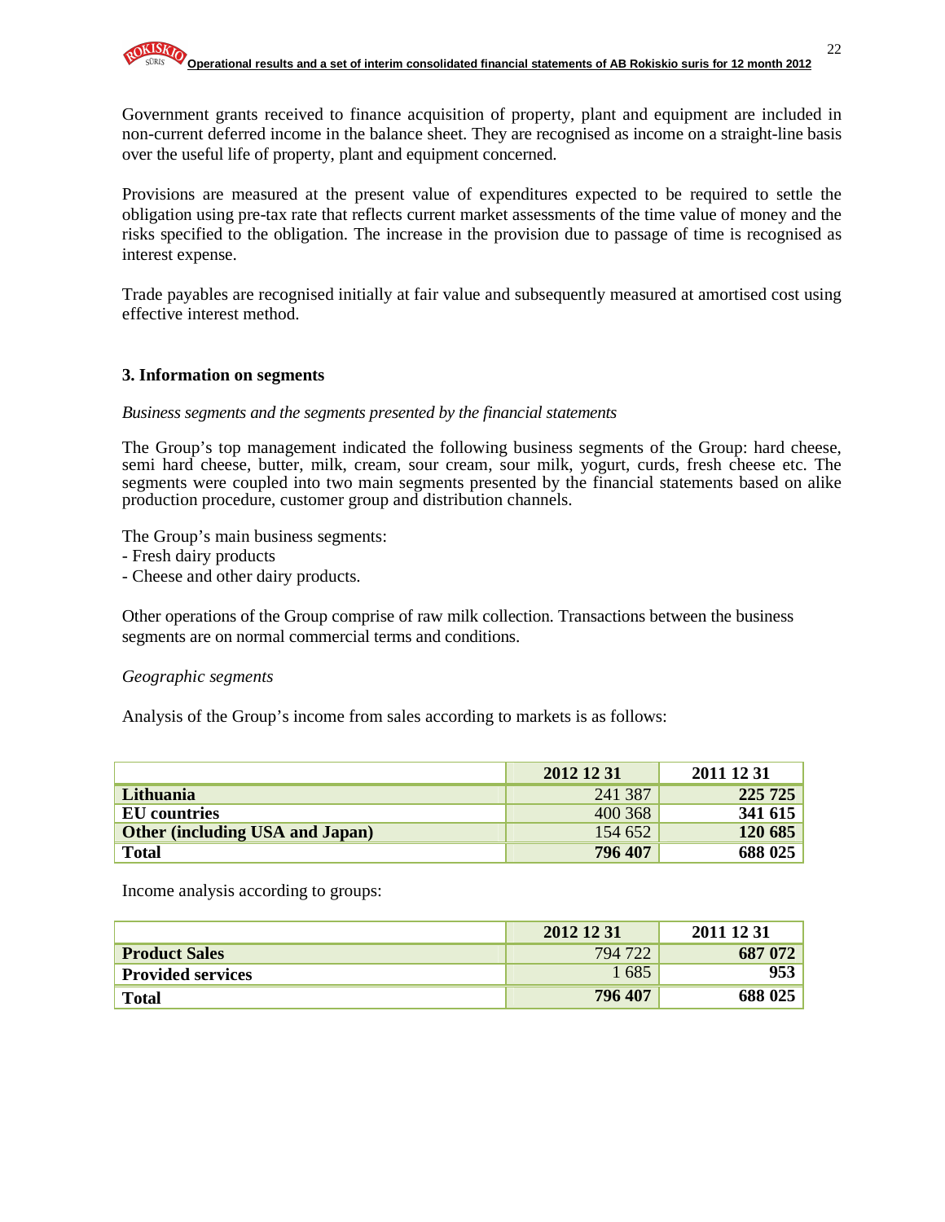Government grants received to finance acquisition of property, plant and equipment are included in non-current deferred income in the balance sheet. They are recognised as income on a straight-line basis over the useful life of property, plant and equipment concerned.

Provisions are measured at the present value of expenditures expected to be required to settle the obligation using pre-tax rate that reflects current market assessments of the time value of money and the risks specified to the obligation. The increase in the provision due to passage of time is recognised as interest expense.

Trade payables are recognised initially at fair value and subsequently measured at amortised cost using effective interest method.

### 3. Information on segments

*Business segments and the segments presented by the financial statements*

The Group's top management indicated the following business segments of the Group: hard cheese, semi hard cheese, butter, milk, cream, sour cream, sour milk, yogurt, curds, fresh cheese etc. The segments were coupled into two main segments presented by the financial statements based on alike production procedure, customer group and distribution channels.

The Group's main business segments:
- Fresh dairy products
- Cheese and other dairy products.

Other operations of the Group comprise of raw milk collection. Transactions between the business segments are on normal commercial terms and conditions.

*Geographic segments*

Analysis of the Group's income from sales according to markets is as follows:

| | 2012 12 31 | 2011 12 31 |
|---|---|---|
| **Lithuania** | 241 387 | **225 725** |
| **EU countries** | 400 368 | **341 615** |
| **Other (including USA and Japan)** | 154 652 | **120 685** |
| **Total** | **796 407** | **688 025** |

Income analysis according to groups:

| | 2012 12 31 | 2011 12 31 |
|---|---|---|
| **Product Sales** | 794 722 | **687 072** |
| **Provided services** | 1 685 | **953** |
| **Total** | **796 407** | **688 025** |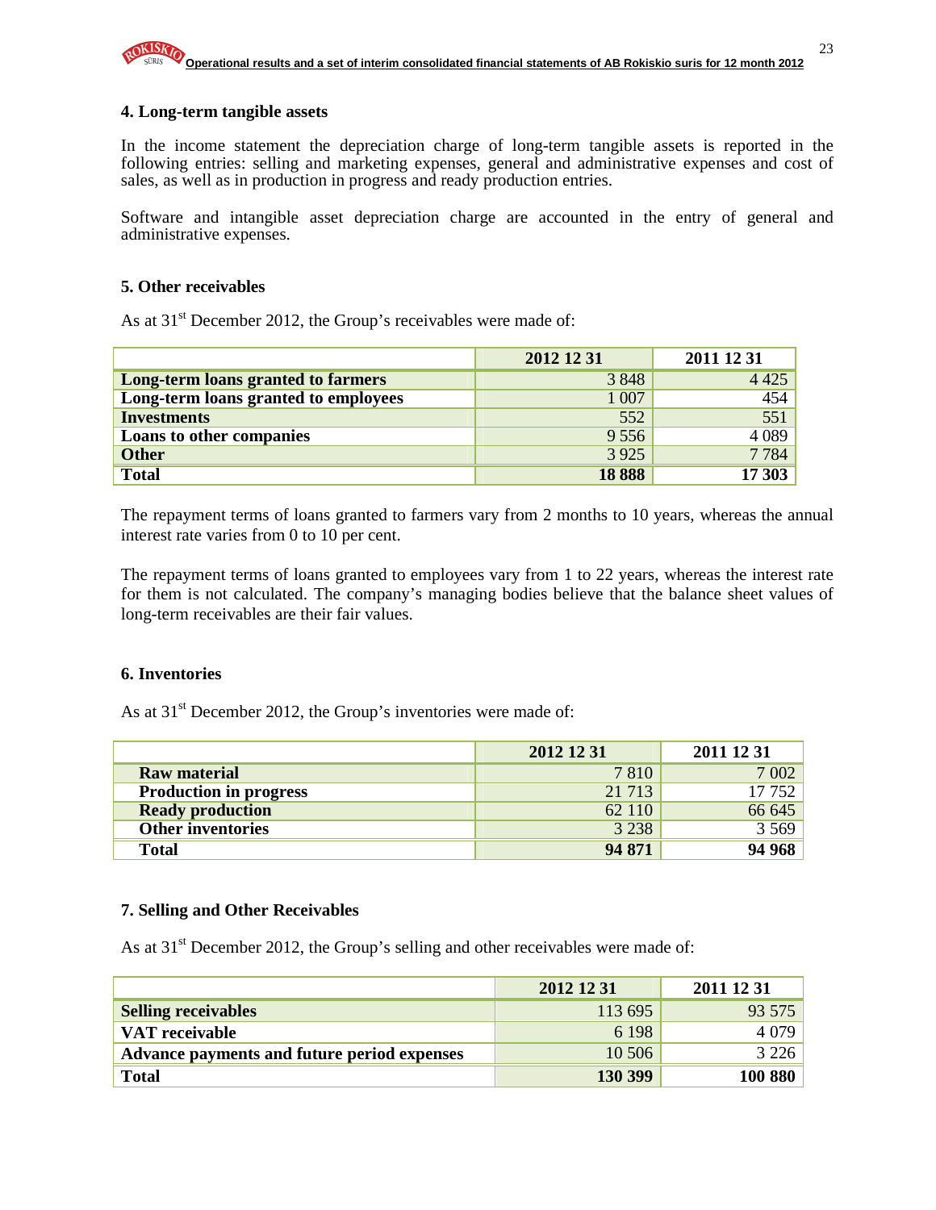## 4. Long-term tangible assets

In the income statement the depreciation charge of long-term tangible assets is reported in the following entries: selling and marketing expenses, general and administrative expenses and cost of sales, as well as in production in progress and ready production entries.

Software and intangible asset depreciation charge are accounted in the entry of general and administrative expenses.

## 5. Other receivables

As at 31st December 2012, the Group's receivables were made of:

| | 2012 12 31 | 2011 12 31 |
|---|---|---|
| **Long-term loans granted to farmers** | 3 848 | 4 425 |
| **Long-term loans granted to employees** | 1 007 | 454 |
| **Investments** | 552 | 551 |
| **Loans to other companies** | 9 556 | 4 089 |
| **Other** | 3 925 | 7 784 |
| **Total** | **18 888** | **17 303** |

The repayment terms of loans granted to farmers vary from 2 months to 10 years, whereas the annual interest rate varies from 0 to 10 per cent.

The repayment terms of loans granted to employees vary from 1 to 22 years, whereas the interest rate for them is not calculated. The company's managing bodies believe that the balance sheet values of long-term receivables are their fair values.

## 6. Inventories

As at 31st December 2012, the Group's inventories were made of:

| | 2012 12 31 | 2011 12 31 |
|---|---|---|
| **Raw material** | 7 810 | 7 002 |
| **Production in progress** | 21 713 | 17 752 |
| **Ready production** | 62 110 | 66 645 |
| **Other inventories** | 3 238 | 3 569 |
| **Total** | **94 871** | **94 968** |

## 7. Selling and Other Receivables

As at 31st December 2012, the Group's selling and other receivables were made of:

| | 2012 12 31 | 2011 12 31 |
|---|---|---|
| **Selling receivables** | 113 695 | 93 575 |
| **VAT receivable** | 6 198 | 4 079 |
| **Advance payments and future period expenses** | 10 506 | 3 226 |
| **Total** | **130 399** | **100 880** |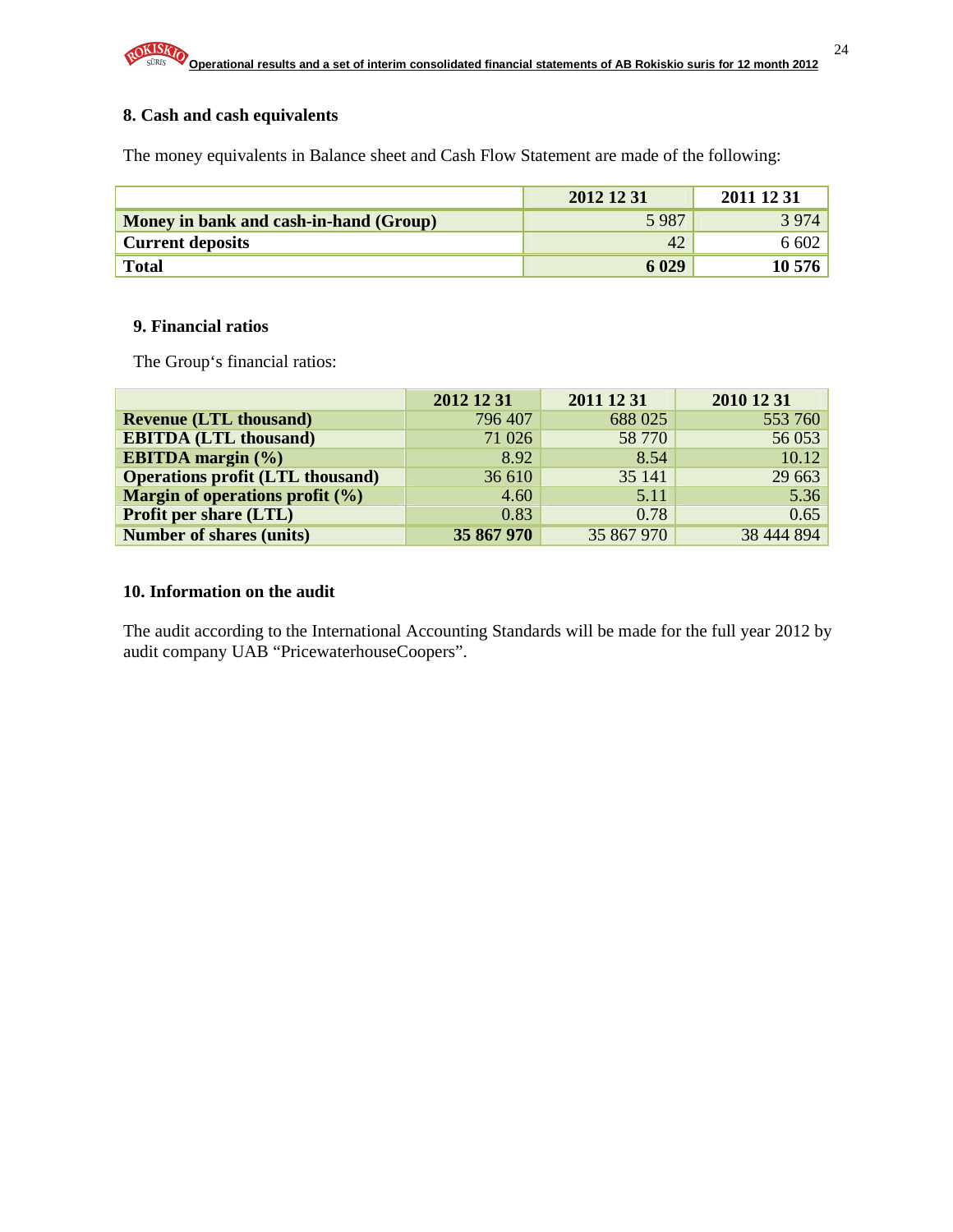## 8. Cash and cash equivalents

The money equivalents in Balance sheet and Cash Flow Statement are made of the following:

| | 2012 12 31 | 2011 12 31 |
|---|---|---|
| **Money in bank and cash-in-hand (Group)** | 5 987 | 3 974 |
| **Current deposits** | 42 | 6 602 |
| **Total** | **6 029** | **10 576** |

## 9. Financial ratios

The Group's financial ratios:

| | 2012 12 31 | 2011 12 31 | 2010 12 31 |
|---|---|---|---|
| **Revenue (LTL thousand)** | 796 407 | 688 025 | 553 760 |
| **EBITDA (LTL thousand)** | 71 026 | 58 770 | 56 053 |
| **EBITDA margin (%)** | 8.92 | 8.54 | 10.12 |
| **Operations profit (LTL thousand)** | 36 610 | 35 141 | 29 663 |
| **Margin of operations profit (%)** | 4.60 | 5.11 | 5.36 |
| **Profit per share (LTL)** | 0.83 | 0.78 | 0.65 |
| **Number of shares (units)** | **35 867 970** | 35 867 970 | 38 444 894 |

## 10. Information on the audit

The audit according to the International Accounting Standards will be made for the full year 2012 by audit company UAB "PricewaterhouseCoopers".